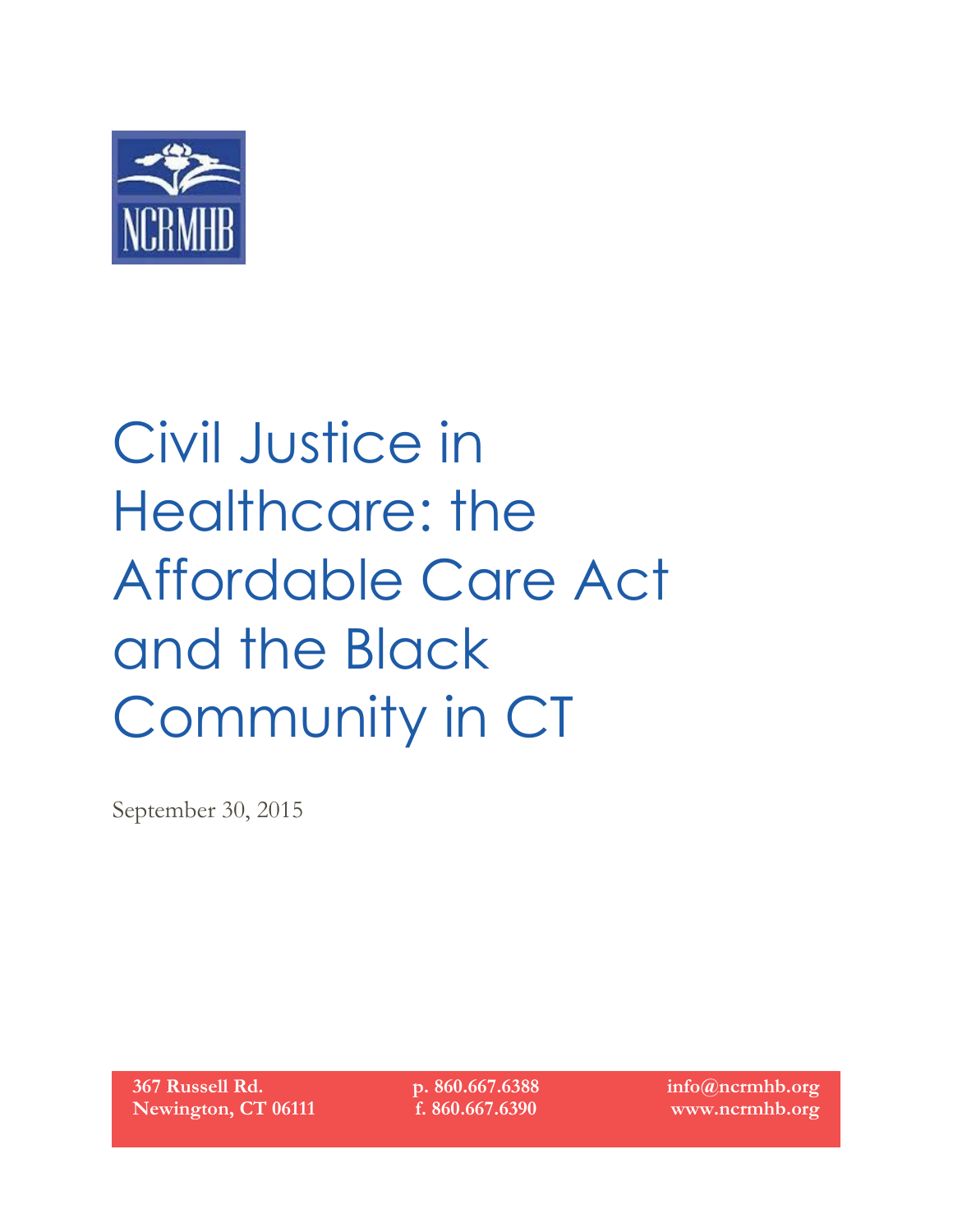NCRMHB

# Civil Justice in Healthcare: the Affordable Care Act and the Black Community in CT

September 30, 2015

**367 Russell Rd.**
**Newington, CT 06111**

**p. 860.667.6388**
**f. 860.667.6390**

**info@ncrmhb.org**
**www.ncrmhb.org**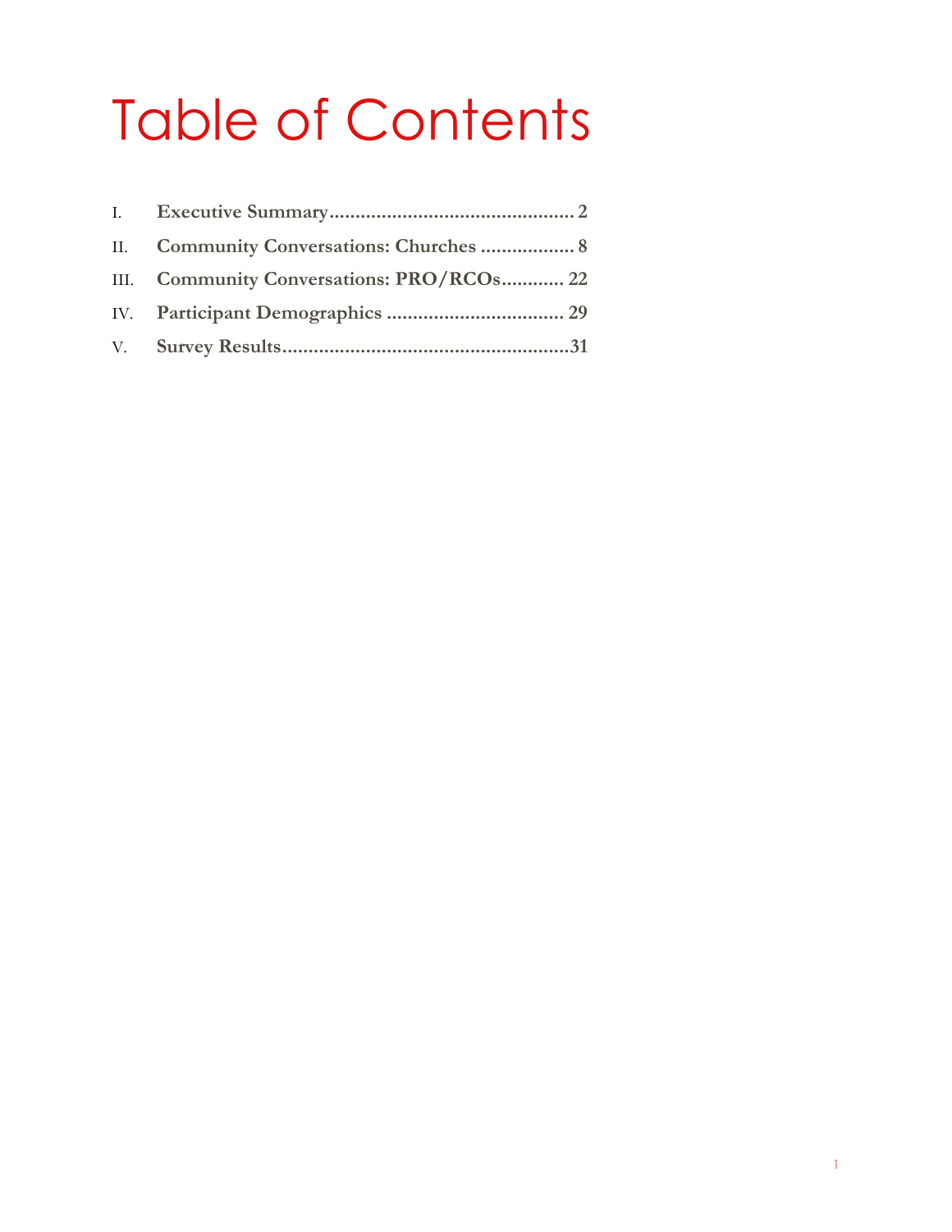# Table of Contents

I. **Executive Summary............................................... 2**

II. **Community Conversations: Churches .................. 8**

III. **Community Conversations: PRO/RCOs............ 22**

IV. **Participant Demographics .................................. 29**

V. **Survey Results.......................................................31**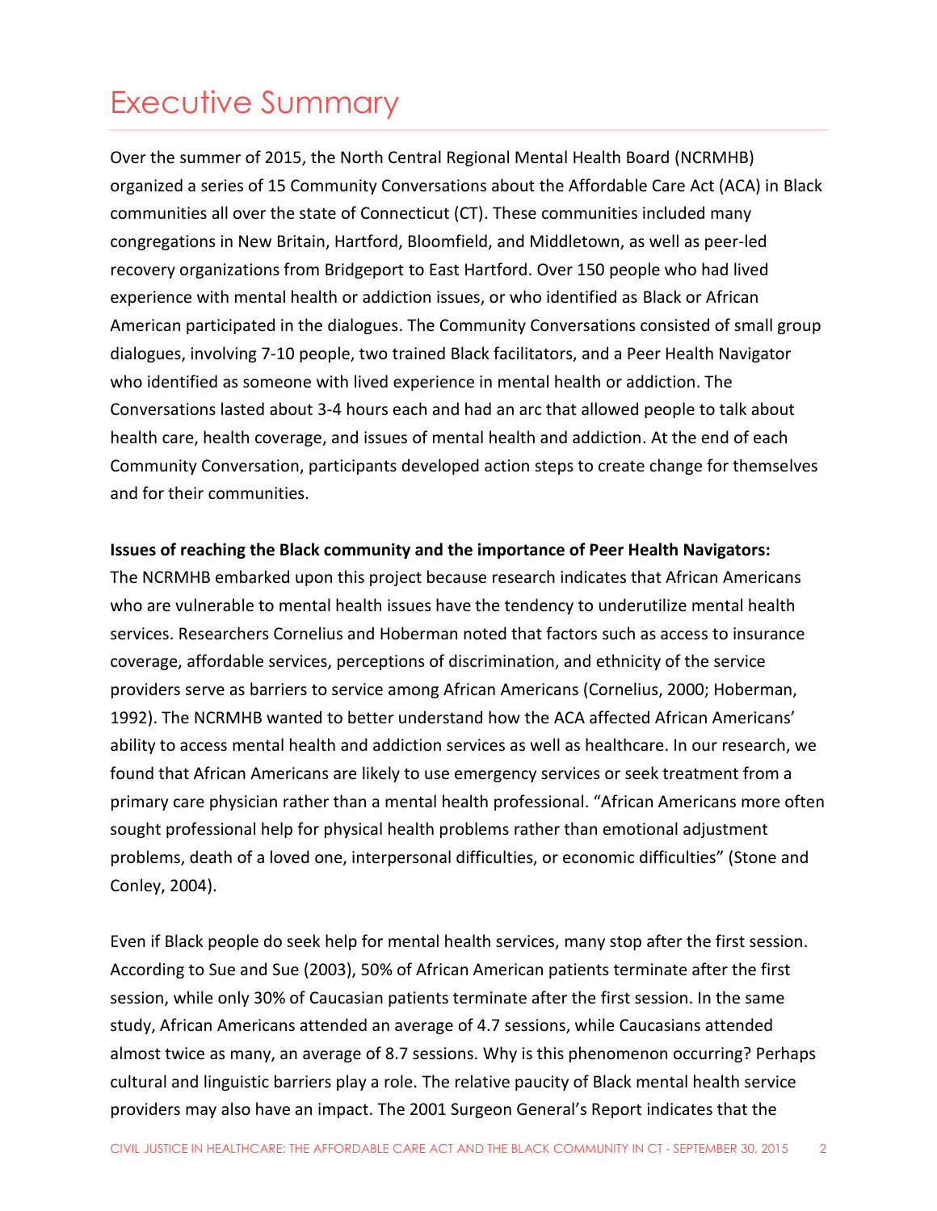# Executive Summary

Over the summer of 2015, the North Central Regional Mental Health Board (NCRMHB) organized a series of 15 Community Conversations about the Affordable Care Act (ACA) in Black communities all over the state of Connecticut (CT). These communities included many congregations in New Britain, Hartford, Bloomfield, and Middletown, as well as peer-led recovery organizations from Bridgeport to East Hartford. Over 150 people who had lived experience with mental health or addiction issues, or who identified as Black or African American participated in the dialogues. The Community Conversations consisted of small group dialogues, involving 7-10 people, two trained Black facilitators, and a Peer Health Navigator who identified as someone with lived experience in mental health or addiction. The Conversations lasted about 3-4 hours each and had an arc that allowed people to talk about health care, health coverage, and issues of mental health and addiction. At the end of each Community Conversation, participants developed action steps to create change for themselves and for their communities.

**Issues of reaching the Black community and the importance of Peer Health Navigators:**
The NCRMHB embarked upon this project because research indicates that African Americans who are vulnerable to mental health issues have the tendency to underutilize mental health services. Researchers Cornelius and Hoberman noted that factors such as access to insurance coverage, affordable services, perceptions of discrimination, and ethnicity of the service providers serve as barriers to service among African Americans (Cornelius, 2000; Hoberman, 1992). The NCRMHB wanted to better understand how the ACA affected African Americans' ability to access mental health and addiction services as well as healthcare. In our research, we found that African Americans are likely to use emergency services or seek treatment from a primary care physician rather than a mental health professional. "African Americans more often sought professional help for physical health problems rather than emotional adjustment problems, death of a loved one, interpersonal difficulties, or economic difficulties" (Stone and Conley, 2004).

Even if Black people do seek help for mental health services, many stop after the first session. According to Sue and Sue (2003), 50% of African American patients terminate after the first session, while only 30% of Caucasian patients terminate after the first session. In the same study, African Americans attended an average of 4.7 sessions, while Caucasians attended almost twice as many, an average of 8.7 sessions. Why is this phenomenon occurring? Perhaps cultural and linguistic barriers play a role. The relative paucity of Black mental health service providers may also have an impact. The 2001 Surgeon General's Report indicates that the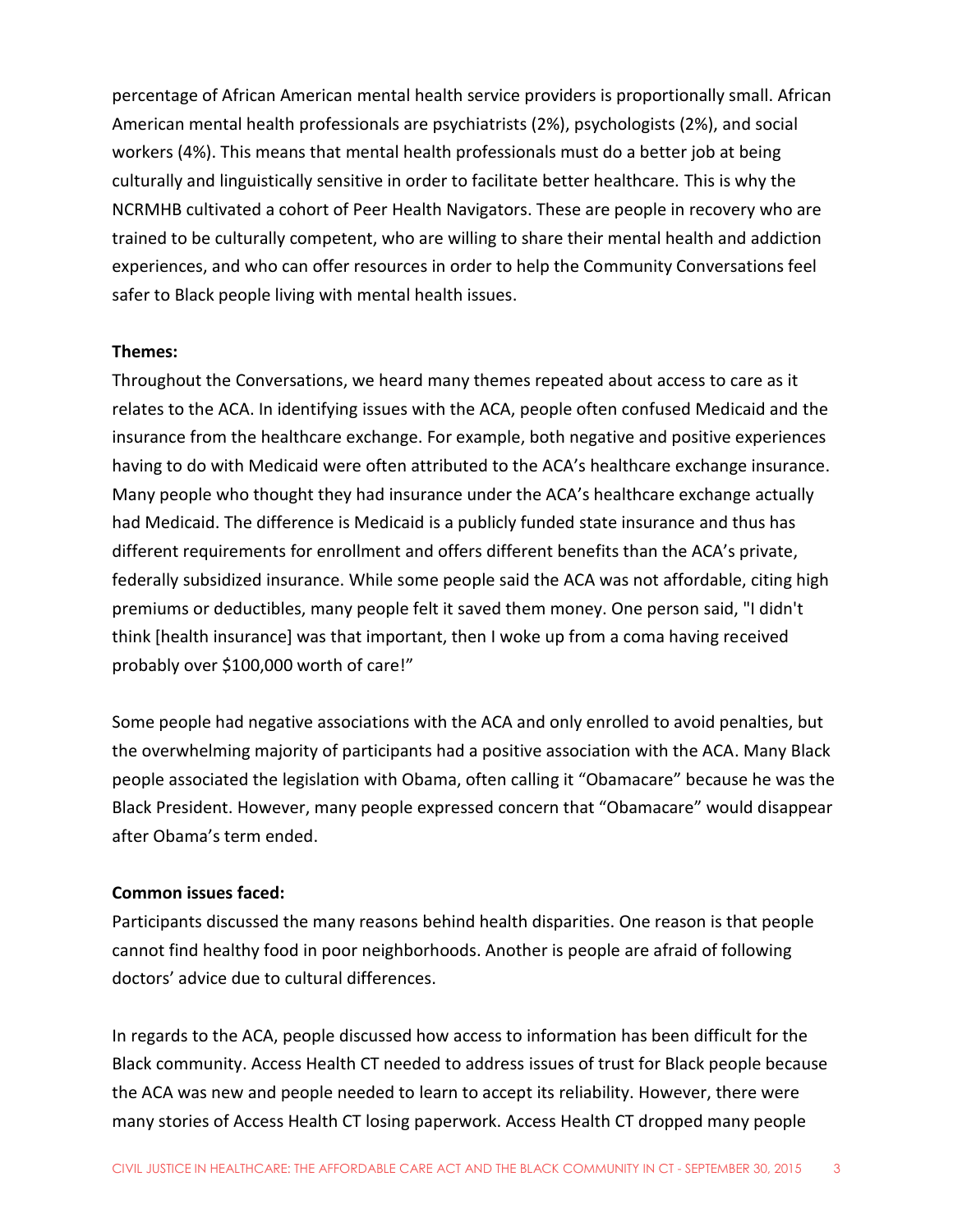percentage of African American mental health service providers is proportionally small. African American mental health professionals are psychiatrists (2%), psychologists (2%), and social workers (4%). This means that mental health professionals must do a better job at being culturally and linguistically sensitive in order to facilitate better healthcare. This is why the NCRMHB cultivated a cohort of Peer Health Navigators. These are people in recovery who are trained to be culturally competent, who are willing to share their mental health and addiction experiences, and who can offer resources in order to help the Community Conversations feel safer to Black people living with mental health issues.

**Themes:**

Throughout the Conversations, we heard many themes repeated about access to care as it relates to the ACA. In identifying issues with the ACA, people often confused Medicaid and the insurance from the healthcare exchange. For example, both negative and positive experiences having to do with Medicaid were often attributed to the ACA's healthcare exchange insurance. Many people who thought they had insurance under the ACA's healthcare exchange actually had Medicaid. The difference is Medicaid is a publicly funded state insurance and thus has different requirements for enrollment and offers different benefits than the ACA's private, federally subsidized insurance. While some people said the ACA was not affordable, citing high premiums or deductibles, many people felt it saved them money. One person said, "I didn't think [health insurance] was that important, then I woke up from a coma having received probably over $100,000 worth of care!"

Some people had negative associations with the ACA and only enrolled to avoid penalties, but the overwhelming majority of participants had a positive association with the ACA. Many Black people associated the legislation with Obama, often calling it "Obamacare" because he was the Black President. However, many people expressed concern that "Obamacare" would disappear after Obama's term ended.

**Common issues faced:**

Participants discussed the many reasons behind health disparities. One reason is that people cannot find healthy food in poor neighborhoods. Another is people are afraid of following doctors' advice due to cultural differences.

In regards to the ACA, people discussed how access to information has been difficult for the Black community. Access Health CT needed to address issues of trust for Black people because the ACA was new and people needed to learn to accept its reliability. However, there were many stories of Access Health CT losing paperwork. Access Health CT dropped many people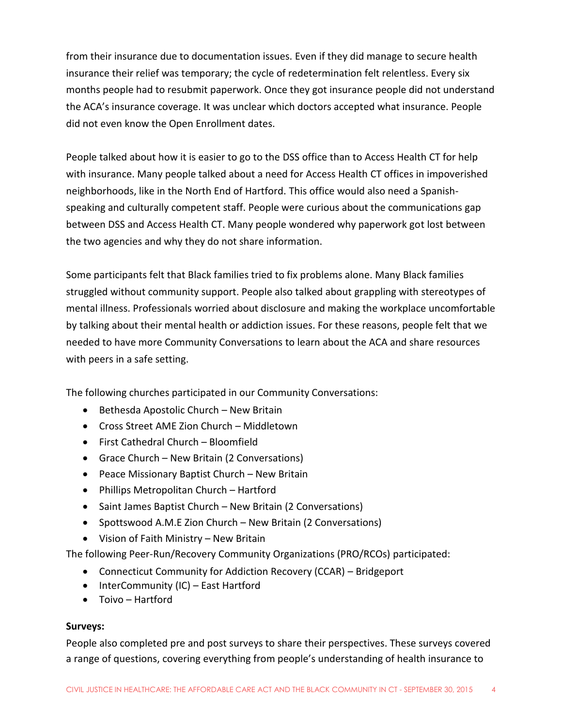from their insurance due to documentation issues. Even if they did manage to secure health insurance their relief was temporary; the cycle of redetermination felt relentless. Every six months people had to resubmit paperwork. Once they got insurance people did not understand the ACA's insurance coverage. It was unclear which doctors accepted what insurance. People did not even know the Open Enrollment dates.

People talked about how it is easier to go to the DSS office than to Access Health CT for help with insurance. Many people talked about a need for Access Health CT offices in impoverished neighborhoods, like in the North End of Hartford. This office would also need a Spanish-speaking and culturally competent staff. People were curious about the communications gap between DSS and Access Health CT. Many people wondered why paperwork got lost between the two agencies and why they do not share information.

Some participants felt that Black families tried to fix problems alone. Many Black families struggled without community support. People also talked about grappling with stereotypes of mental illness. Professionals worried about disclosure and making the workplace uncomfortable by talking about their mental health or addiction issues. For these reasons, people felt that we needed to have more Community Conversations to learn about the ACA and share resources with peers in a safe setting.

The following churches participated in our Community Conversations:

- Bethesda Apostolic Church – New Britain
- Cross Street AME Zion Church – Middletown
- First Cathedral Church – Bloomfield
- Grace Church – New Britain (2 Conversations)
- Peace Missionary Baptist Church – New Britain
- Phillips Metropolitan Church – Hartford
- Saint James Baptist Church – New Britain (2 Conversations)
- Spottswood A.M.E Zion Church – New Britain (2 Conversations)
- Vision of Faith Ministry – New Britain

The following Peer-Run/Recovery Community Organizations (PRO/RCOs) participated:

- Connecticut Community for Addiction Recovery (CCAR) – Bridgeport
- InterCommunity (IC) – East Hartford
- Toivo – Hartford

**Surveys:**

People also completed pre and post surveys to share their perspectives. These surveys covered a range of questions, covering everything from people's understanding of health insurance to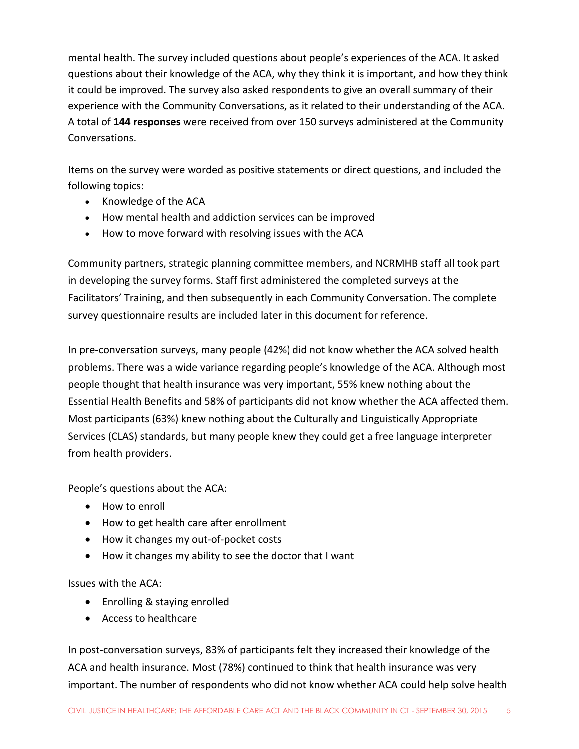mental health. The survey included questions about people's experiences of the ACA. It asked questions about their knowledge of the ACA, why they think it is important, and how they think it could be improved. The survey also asked respondents to give an overall summary of their experience with the Community Conversations, as it related to their understanding of the ACA. A total of **144 responses** were received from over 150 surveys administered at the Community Conversations.

Items on the survey were worded as positive statements or direct questions, and included the following topics:

- Knowledge of the ACA
- How mental health and addiction services can be improved
- How to move forward with resolving issues with the ACA

Community partners, strategic planning committee members, and NCRMHB staff all took part in developing the survey forms. Staff first administered the completed surveys at the Facilitators' Training, and then subsequently in each Community Conversation. The complete survey questionnaire results are included later in this document for reference.

In pre-conversation surveys, many people (42%) did not know whether the ACA solved health problems. There was a wide variance regarding people's knowledge of the ACA. Although most people thought that health insurance was very important, 55% knew nothing about the Essential Health Benefits and 58% of participants did not know whether the ACA affected them. Most participants (63%) knew nothing about the Culturally and Linguistically Appropriate Services (CLAS) standards, but many people knew they could get a free language interpreter from health providers.

People's questions about the ACA:

- How to enroll
- How to get health care after enrollment
- How it changes my out-of-pocket costs
- How it changes my ability to see the doctor that I want

Issues with the ACA:

- Enrolling & staying enrolled
- Access to healthcare

In post-conversation surveys, 83% of participants felt they increased their knowledge of the ACA and health insurance. Most (78%) continued to think that health insurance was very important. The number of respondents who did not know whether ACA could help solve health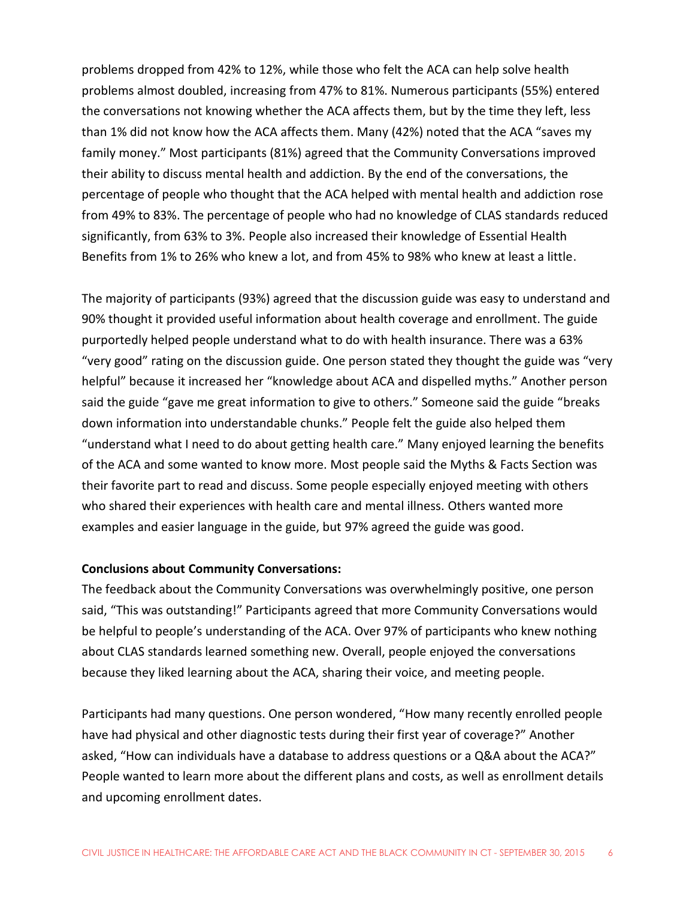problems dropped from 42% to 12%, while those who felt the ACA can help solve health problems almost doubled, increasing from 47% to 81%. Numerous participants (55%) entered the conversations not knowing whether the ACA affects them, but by the time they left, less than 1% did not know how the ACA affects them. Many (42%) noted that the ACA "saves my family money." Most participants (81%) agreed that the Community Conversations improved their ability to discuss mental health and addiction. By the end of the conversations, the percentage of people who thought that the ACA helped with mental health and addiction rose from 49% to 83%. The percentage of people who had no knowledge of CLAS standards reduced significantly, from 63% to 3%. People also increased their knowledge of Essential Health Benefits from 1% to 26% who knew a lot, and from 45% to 98% who knew at least a little.

The majority of participants (93%) agreed that the discussion guide was easy to understand and 90% thought it provided useful information about health coverage and enrollment. The guide purportedly helped people understand what to do with health insurance. There was a 63% "very good" rating on the discussion guide. One person stated they thought the guide was "very helpful" because it increased her "knowledge about ACA and dispelled myths." Another person said the guide "gave me great information to give to others." Someone said the guide "breaks down information into understandable chunks." People felt the guide also helped them "understand what I need to do about getting health care." Many enjoyed learning the benefits of the ACA and some wanted to know more. Most people said the Myths & Facts Section was their favorite part to read and discuss. Some people especially enjoyed meeting with others who shared their experiences with health care and mental illness. Others wanted more examples and easier language in the guide, but 97% agreed the guide was good.

**Conclusions about Community Conversations:**

The feedback about the Community Conversations was overwhelmingly positive, one person said, "This was outstanding!" Participants agreed that more Community Conversations would be helpful to people's understanding of the ACA. Over 97% of participants who knew nothing about CLAS standards learned something new. Overall, people enjoyed the conversations because they liked learning about the ACA, sharing their voice, and meeting people.

Participants had many questions. One person wondered, "How many recently enrolled people have had physical and other diagnostic tests during their first year of coverage?" Another asked, "How can individuals have a database to address questions or a Q&A about the ACA?" People wanted to learn more about the different plans and costs, as well as enrollment details and upcoming enrollment dates.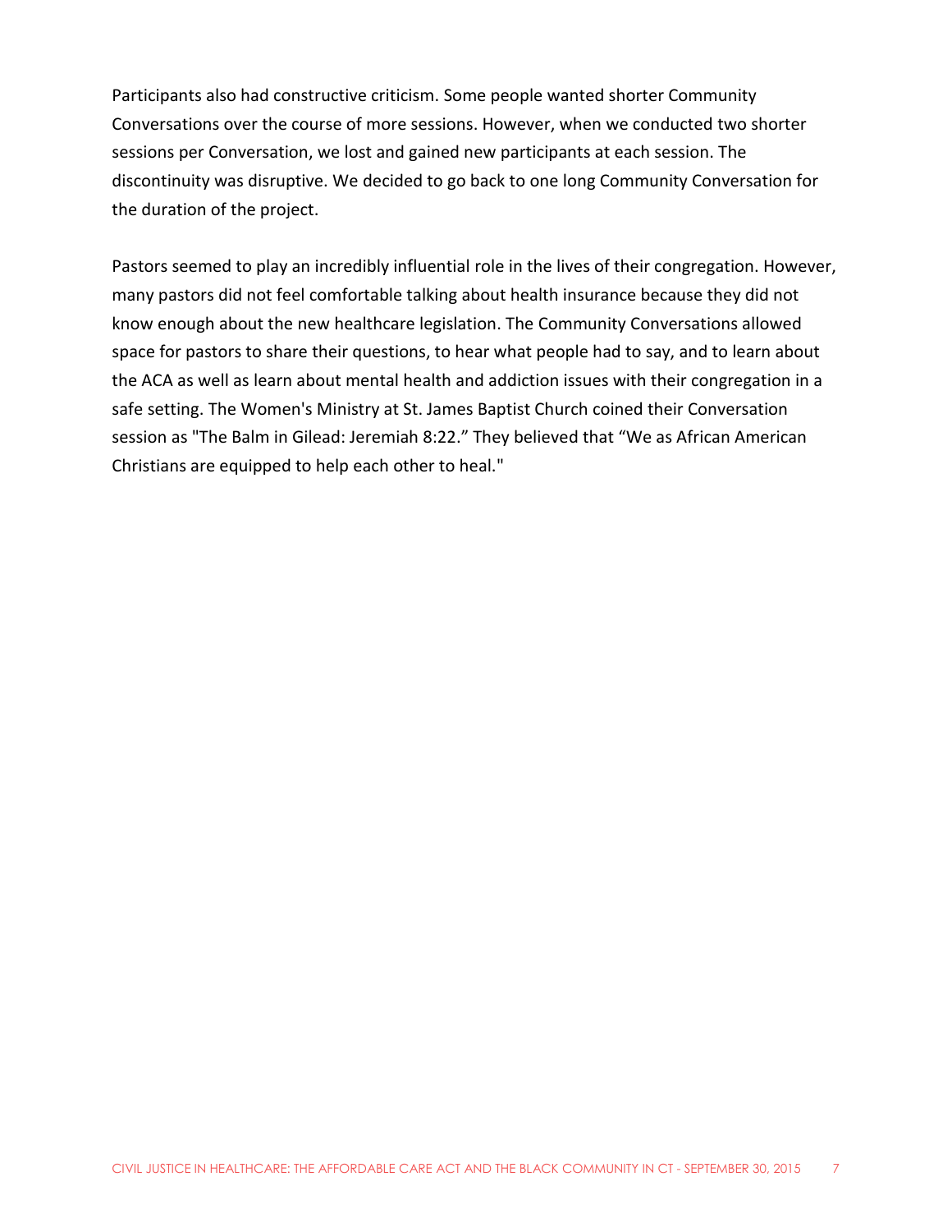Participants also had constructive criticism. Some people wanted shorter Community Conversations over the course of more sessions. However, when we conducted two shorter sessions per Conversation, we lost and gained new participants at each session. The discontinuity was disruptive. We decided to go back to one long Community Conversation for the duration of the project.

Pastors seemed to play an incredibly influential role in the lives of their congregation. However, many pastors did not feel comfortable talking about health insurance because they did not know enough about the new healthcare legislation. The Community Conversations allowed space for pastors to share their questions, to hear what people had to say, and to learn about the ACA as well as learn about mental health and addiction issues with their congregation in a safe setting. The Women's Ministry at St. James Baptist Church coined their Conversation session as "The Balm in Gilead: Jeremiah 8:22." They believed that "We as African American Christians are equipped to help each other to heal."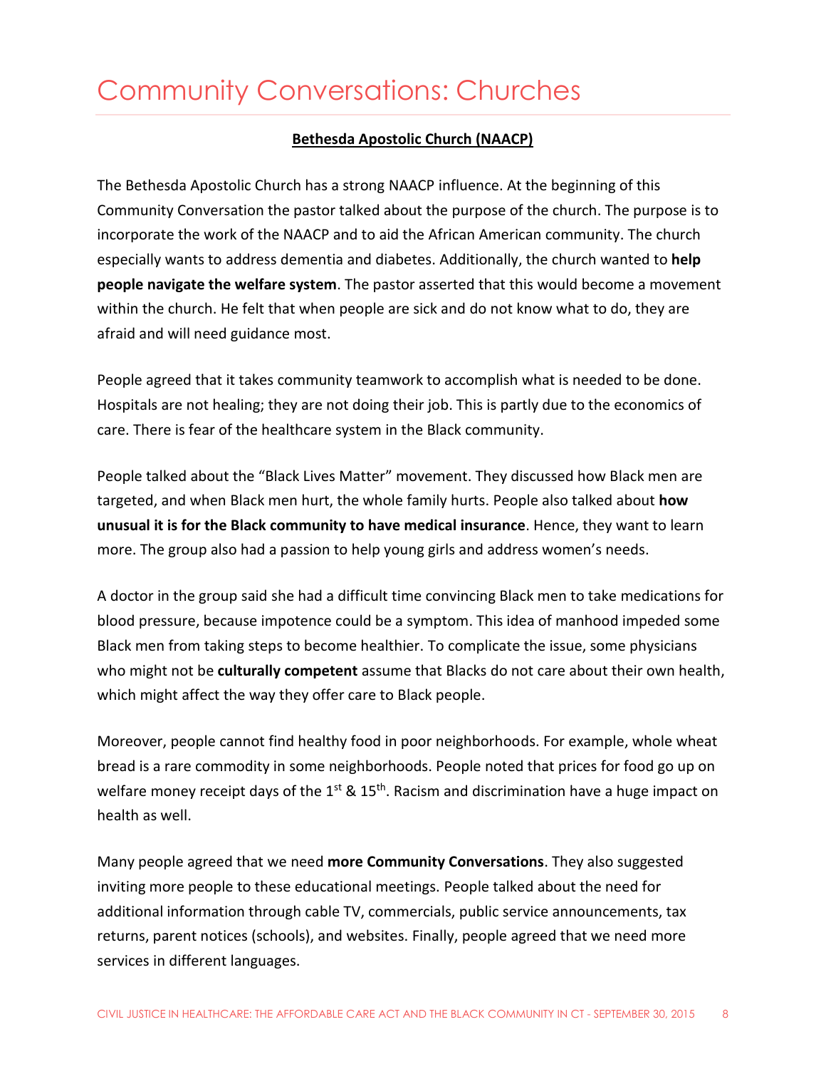# Community Conversations: Churches

**Bethesda Apostolic Church (NAACP)**

The Bethesda Apostolic Church has a strong NAACP influence. At the beginning of this Community Conversation the pastor talked about the purpose of the church. The purpose is to incorporate the work of the NAACP and to aid the African American community. The church especially wants to address dementia and diabetes. Additionally, the church wanted to **help people navigate the welfare system**. The pastor asserted that this would become a movement within the church. He felt that when people are sick and do not know what to do, they are afraid and will need guidance most.

People agreed that it takes community teamwork to accomplish what is needed to be done. Hospitals are not healing; they are not doing their job. This is partly due to the economics of care. There is fear of the healthcare system in the Black community.

People talked about the "Black Lives Matter" movement. They discussed how Black men are targeted, and when Black men hurt, the whole family hurts. People also talked about **how unusual it is for the Black community to have medical insurance**. Hence, they want to learn more. The group also had a passion to help young girls and address women's needs.

A doctor in the group said she had a difficult time convincing Black men to take medications for blood pressure, because impotence could be a symptom. This idea of manhood impeded some Black men from taking steps to become healthier. To complicate the issue, some physicians who might not be **culturally competent** assume that Blacks do not care about their own health, which might affect the way they offer care to Black people.

Moreover, people cannot find healthy food in poor neighborhoods. For example, whole wheat bread is a rare commodity in some neighborhoods. People noted that prices for food go up on welfare money receipt days of the 1st & 15th. Racism and discrimination have a huge impact on health as well.

Many people agreed that we need **more Community Conversations**. They also suggested inviting more people to these educational meetings. People talked about the need for additional information through cable TV, commercials, public service announcements, tax returns, parent notices (schools), and websites. Finally, people agreed that we need more services in different languages.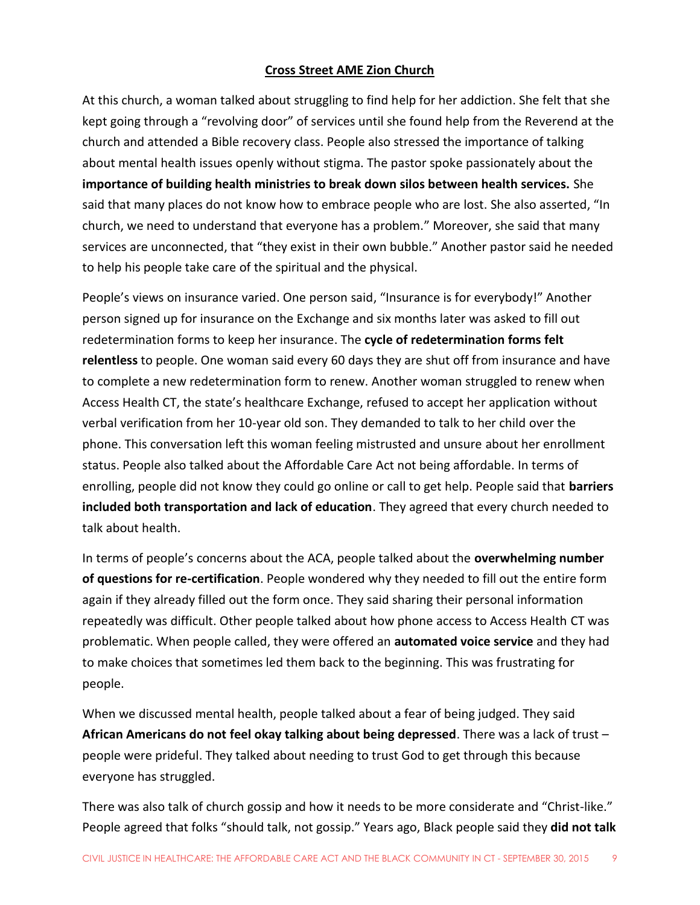## Cross Street AME Zion Church

At this church, a woman talked about struggling to find help for her addiction. She felt that she kept going through a "revolving door" of services until she found help from the Reverend at the church and attended a Bible recovery class. People also stressed the importance of talking about mental health issues openly without stigma. The pastor spoke passionately about the **importance of building health ministries to break down silos between health services.** She said that many places do not know how to embrace people who are lost. She also asserted, "In church, we need to understand that everyone has a problem." Moreover, she said that many services are unconnected, that "they exist in their own bubble." Another pastor said he needed to help his people take care of the spiritual and the physical.

People's views on insurance varied. One person said, "Insurance is for everybody!" Another person signed up for insurance on the Exchange and six months later was asked to fill out redetermination forms to keep her insurance. The **cycle of redetermination forms felt relentless** to people. One woman said every 60 days they are shut off from insurance and have to complete a new redetermination form to renew. Another woman struggled to renew when Access Health CT, the state's healthcare Exchange, refused to accept her application without verbal verification from her 10-year old son. They demanded to talk to her child over the phone. This conversation left this woman feeling mistrusted and unsure about her enrollment status. People also talked about the Affordable Care Act not being affordable. In terms of enrolling, people did not know they could go online or call to get help. People said that **barriers included both transportation and lack of education**. They agreed that every church needed to talk about health.

In terms of people's concerns about the ACA, people talked about the **overwhelming number of questions for re-certification**. People wondered why they needed to fill out the entire form again if they already filled out the form once. They said sharing their personal information repeatedly was difficult. Other people talked about how phone access to Access Health CT was problematic. When people called, they were offered an **automated voice service** and they had to make choices that sometimes led them back to the beginning. This was frustrating for people.

When we discussed mental health, people talked about a fear of being judged. They said **African Americans do not feel okay talking about being depressed**. There was a lack of trust – people were prideful. They talked about needing to trust God to get through this because everyone has struggled.

There was also talk of church gossip and how it needs to be more considerate and "Christ-like." People agreed that folks "should talk, not gossip." Years ago, Black people said they **did not talk**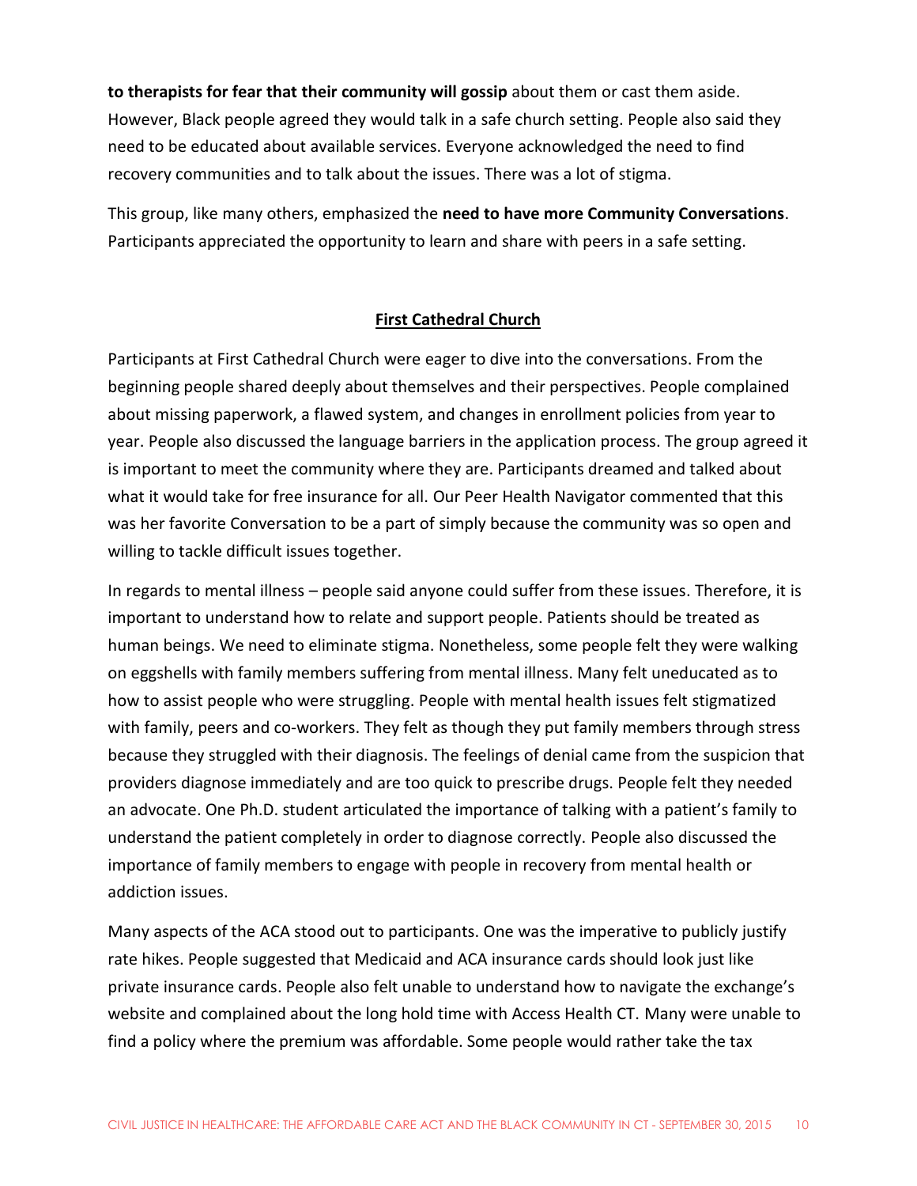**to therapists for fear that their community will gossip** about them or cast them aside. However, Black people agreed they would talk in a safe church setting. People also said they need to be educated about available services. Everyone acknowledged the need to find recovery communities and to talk about the issues. There was a lot of stigma.

This group, like many others, emphasized the **need to have more Community Conversations**. Participants appreciated the opportunity to learn and share with peers in a safe setting.

## First Cathedral Church

Participants at First Cathedral Church were eager to dive into the conversations. From the beginning people shared deeply about themselves and their perspectives. People complained about missing paperwork, a flawed system, and changes in enrollment policies from year to year. People also discussed the language barriers in the application process. The group agreed it is important to meet the community where they are. Participants dreamed and talked about what it would take for free insurance for all. Our Peer Health Navigator commented that this was her favorite Conversation to be a part of simply because the community was so open and willing to tackle difficult issues together.

In regards to mental illness – people said anyone could suffer from these issues. Therefore, it is important to understand how to relate and support people. Patients should be treated as human beings. We need to eliminate stigma. Nonetheless, some people felt they were walking on eggshells with family members suffering from mental illness. Many felt uneducated as to how to assist people who were struggling. People with mental health issues felt stigmatized with family, peers and co-workers. They felt as though they put family members through stress because they struggled with their diagnosis. The feelings of denial came from the suspicion that providers diagnose immediately and are too quick to prescribe drugs. People felt they needed an advocate. One Ph.D. student articulated the importance of talking with a patient's family to understand the patient completely in order to diagnose correctly. People also discussed the importance of family members to engage with people in recovery from mental health or addiction issues.

Many aspects of the ACA stood out to participants. One was the imperative to publicly justify rate hikes. People suggested that Medicaid and ACA insurance cards should look just like private insurance cards. People also felt unable to understand how to navigate the exchange's website and complained about the long hold time with Access Health CT. Many were unable to find a policy where the premium was affordable. Some people would rather take the tax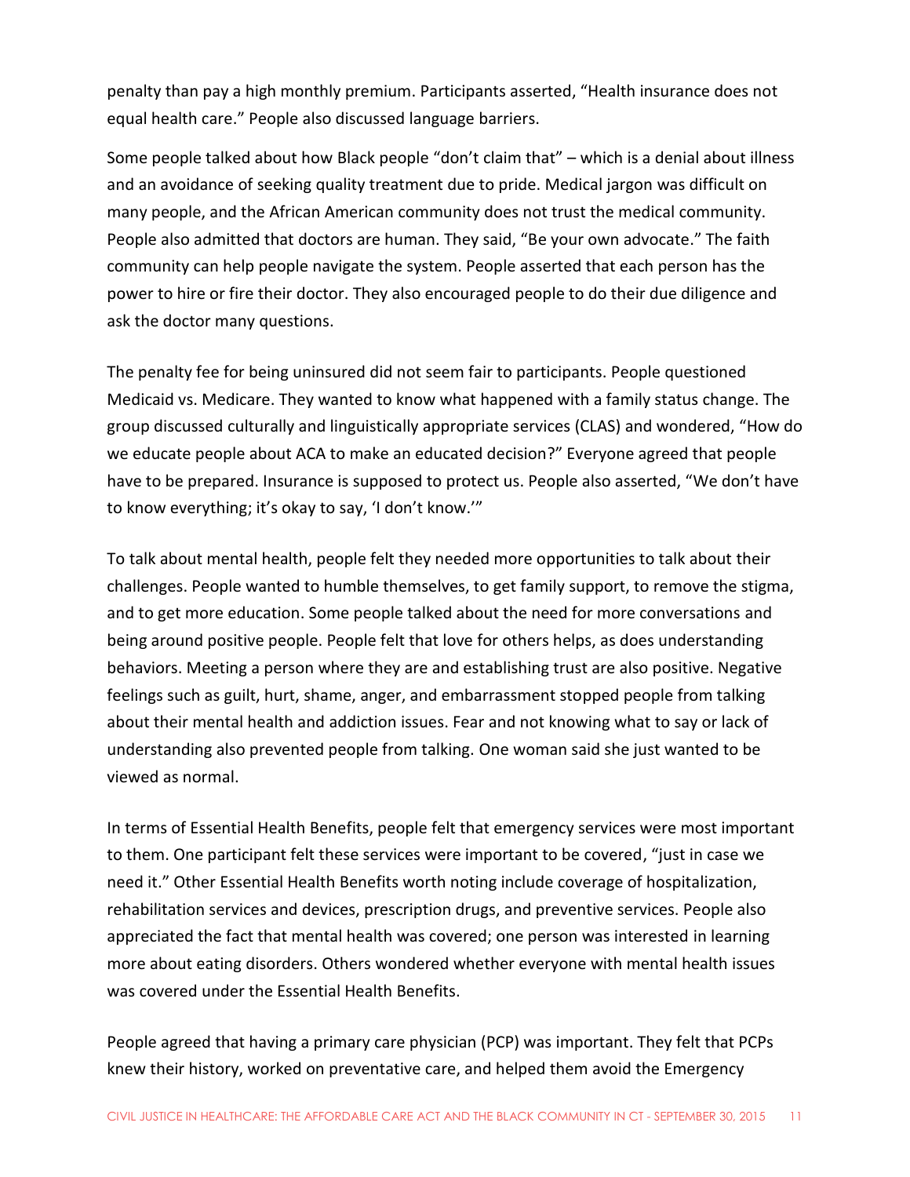penalty than pay a high monthly premium. Participants asserted, "Health insurance does not equal health care." People also discussed language barriers.

Some people talked about how Black people "don't claim that" – which is a denial about illness and an avoidance of seeking quality treatment due to pride. Medical jargon was difficult on many people, and the African American community does not trust the medical community. People also admitted that doctors are human. They said, "Be your own advocate." The faith community can help people navigate the system. People asserted that each person has the power to hire or fire their doctor. They also encouraged people to do their due diligence and ask the doctor many questions.

The penalty fee for being uninsured did not seem fair to participants. People questioned Medicaid vs. Medicare. They wanted to know what happened with a family status change. The group discussed culturally and linguistically appropriate services (CLAS) and wondered, "How do we educate people about ACA to make an educated decision?" Everyone agreed that people have to be prepared. Insurance is supposed to protect us. People also asserted, "We don't have to know everything; it's okay to say, 'I don't know.'"

To talk about mental health, people felt they needed more opportunities to talk about their challenges. People wanted to humble themselves, to get family support, to remove the stigma, and to get more education. Some people talked about the need for more conversations and being around positive people. People felt that love for others helps, as does understanding behaviors. Meeting a person where they are and establishing trust are also positive. Negative feelings such as guilt, hurt, shame, anger, and embarrassment stopped people from talking about their mental health and addiction issues. Fear and not knowing what to say or lack of understanding also prevented people from talking. One woman said she just wanted to be viewed as normal.

In terms of Essential Health Benefits, people felt that emergency services were most important to them. One participant felt these services were important to be covered, "just in case we need it." Other Essential Health Benefits worth noting include coverage of hospitalization, rehabilitation services and devices, prescription drugs, and preventive services. People also appreciated the fact that mental health was covered; one person was interested in learning more about eating disorders. Others wondered whether everyone with mental health issues was covered under the Essential Health Benefits.

People agreed that having a primary care physician (PCP) was important. They felt that PCPs knew their history, worked on preventative care, and helped them avoid the Emergency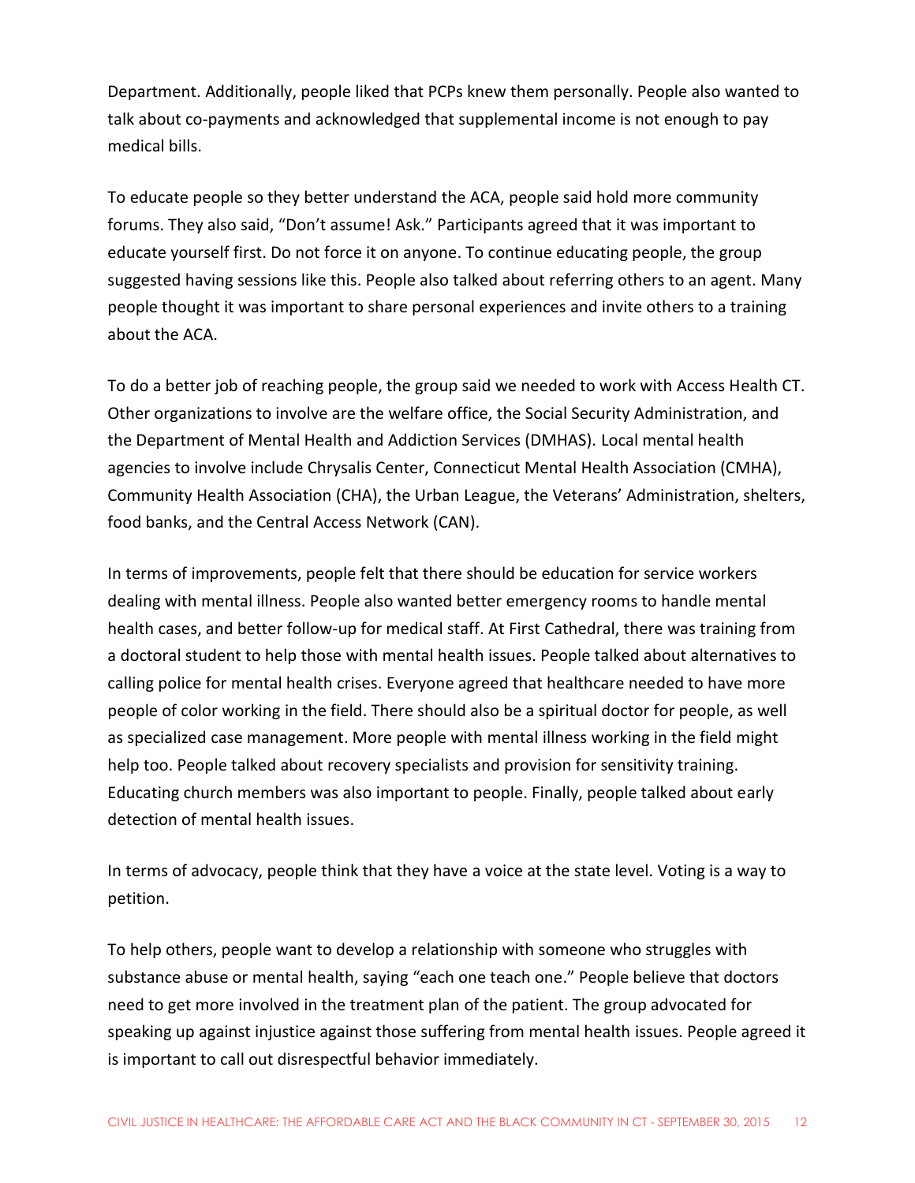Department. Additionally, people liked that PCPs knew them personally. People also wanted to talk about co-payments and acknowledged that supplemental income is not enough to pay medical bills.

To educate people so they better understand the ACA, people said hold more community forums. They also said, “Don’t assume! Ask.” Participants agreed that it was important to educate yourself first. Do not force it on anyone. To continue educating people, the group suggested having sessions like this. People also talked about referring others to an agent. Many people thought it was important to share personal experiences and invite others to a training about the ACA.

To do a better job of reaching people, the group said we needed to work with Access Health CT. Other organizations to involve are the welfare office, the Social Security Administration, and the Department of Mental Health and Addiction Services (DMHAS). Local mental health agencies to involve include Chrysalis Center, Connecticut Mental Health Association (CMHA), Community Health Association (CHA), the Urban League, the Veterans’ Administration, shelters, food banks, and the Central Access Network (CAN).

In terms of improvements, people felt that there should be education for service workers dealing with mental illness. People also wanted better emergency rooms to handle mental health cases, and better follow-up for medical staff. At First Cathedral, there was training from a doctoral student to help those with mental health issues. People talked about alternatives to calling police for mental health crises. Everyone agreed that healthcare needed to have more people of color working in the field. There should also be a spiritual doctor for people, as well as specialized case management. More people with mental illness working in the field might help too. People talked about recovery specialists and provision for sensitivity training. Educating church members was also important to people. Finally, people talked about early detection of mental health issues.

In terms of advocacy, people think that they have a voice at the state level. Voting is a way to petition.

To help others, people want to develop a relationship with someone who struggles with substance abuse or mental health, saying “each one teach one.” People believe that doctors need to get more involved in the treatment plan of the patient. The group advocated for speaking up against injustice against those suffering from mental health issues. People agreed it is important to call out disrespectful behavior immediately.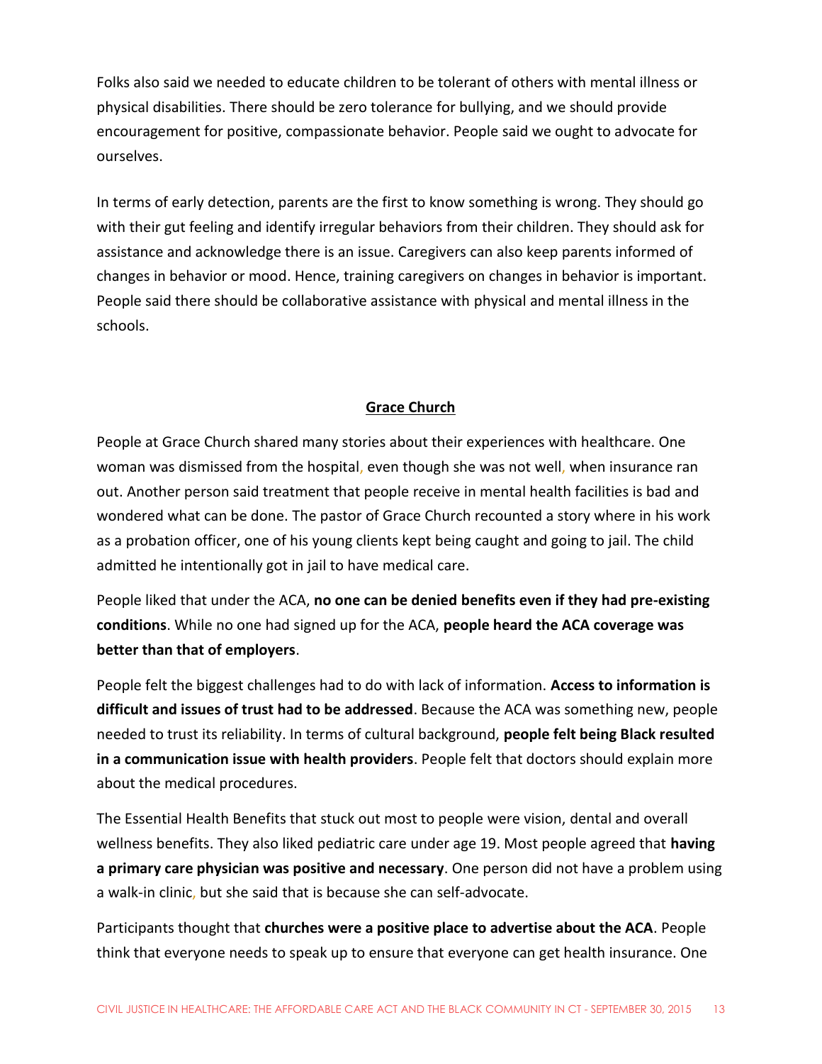Folks also said we needed to educate children to be tolerant of others with mental illness or physical disabilities. There should be zero tolerance for bullying, and we should provide encouragement for positive, compassionate behavior. People said we ought to advocate for ourselves.

In terms of early detection, parents are the first to know something is wrong. They should go with their gut feeling and identify irregular behaviors from their children. They should ask for assistance and acknowledge there is an issue. Caregivers can also keep parents informed of changes in behavior or mood. Hence, training caregivers on changes in behavior is important. People said there should be collaborative assistance with physical and mental illness in the schools.

## Grace Church

People at Grace Church shared many stories about their experiences with healthcare. One woman was dismissed from the hospital, even though she was not well, when insurance ran out. Another person said treatment that people receive in mental health facilities is bad and wondered what can be done. The pastor of Grace Church recounted a story where in his work as a probation officer, one of his young clients kept being caught and going to jail. The child admitted he intentionally got in jail to have medical care.

People liked that under the ACA, **no one can be denied benefits even if they had pre-existing conditions**. While no one had signed up for the ACA, **people heard the ACA coverage was better than that of employers**.

People felt the biggest challenges had to do with lack of information. **Access to information is difficult and issues of trust had to be addressed**. Because the ACA was something new, people needed to trust its reliability. In terms of cultural background, **people felt being Black resulted in a communication issue with health providers**. People felt that doctors should explain more about the medical procedures.

The Essential Health Benefits that stuck out most to people were vision, dental and overall wellness benefits. They also liked pediatric care under age 19. Most people agreed that **having a primary care physician was positive and necessary**. One person did not have a problem using a walk-in clinic, but she said that is because she can self-advocate.

Participants thought that **churches were a positive place to advertise about the ACA**. People think that everyone needs to speak up to ensure that everyone can get health insurance. One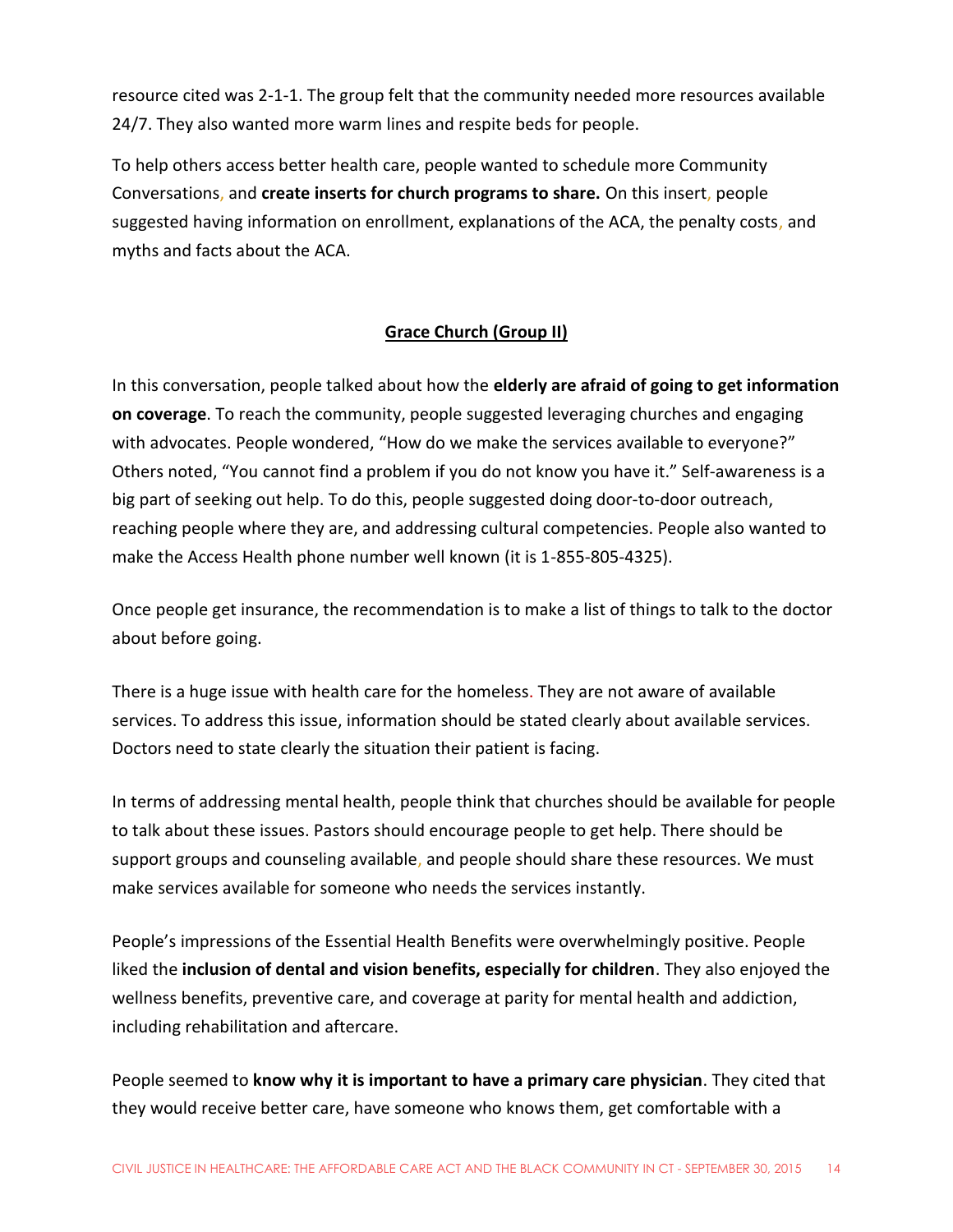resource cited was 2-1-1. The group felt that the community needed more resources available 24/7. They also wanted more warm lines and respite beds for people.

To help others access better health care, people wanted to schedule more Community Conversations, and **create inserts for church programs to share.** On this insert, people suggested having information on enrollment, explanations of the ACA, the penalty costs, and myths and facts about the ACA.

## Grace Church (Group II)

In this conversation, people talked about how the **elderly are afraid of going to get information on coverage**. To reach the community, people suggested leveraging churches and engaging with advocates. People wondered, "How do we make the services available to everyone?" Others noted, "You cannot find a problem if you do not know you have it." Self-awareness is a big part of seeking out help. To do this, people suggested doing door-to-door outreach, reaching people where they are, and addressing cultural competencies. People also wanted to make the Access Health phone number well known (it is 1-855-805-4325).

Once people get insurance, the recommendation is to make a list of things to talk to the doctor about before going.

There is a huge issue with health care for the homeless. They are not aware of available services. To address this issue, information should be stated clearly about available services. Doctors need to state clearly the situation their patient is facing.

In terms of addressing mental health, people think that churches should be available for people to talk about these issues. Pastors should encourage people to get help. There should be support groups and counseling available, and people should share these resources. We must make services available for someone who needs the services instantly.

People's impressions of the Essential Health Benefits were overwhelmingly positive. People liked the **inclusion of dental and vision benefits, especially for children**. They also enjoyed the wellness benefits, preventive care, and coverage at parity for mental health and addiction, including rehabilitation and aftercare.

People seemed to **know why it is important to have a primary care physician**. They cited that they would receive better care, have someone who knows them, get comfortable with a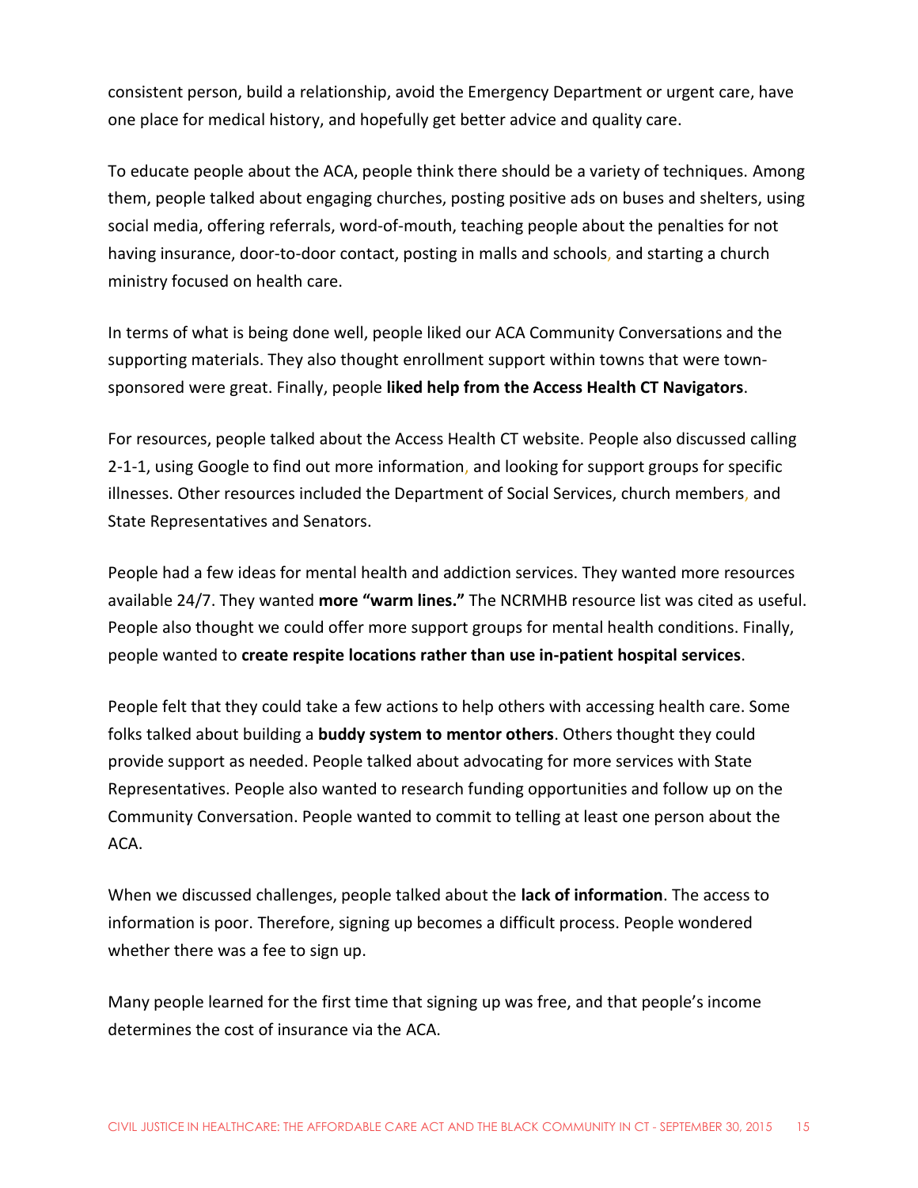consistent person, build a relationship, avoid the Emergency Department or urgent care, have one place for medical history, and hopefully get better advice and quality care.

To educate people about the ACA, people think there should be a variety of techniques. Among them, people talked about engaging churches, posting positive ads on buses and shelters, using social media, offering referrals, word-of-mouth, teaching people about the penalties for not having insurance, door-to-door contact, posting in malls and schools, and starting a church ministry focused on health care.

In terms of what is being done well, people liked our ACA Community Conversations and the supporting materials. They also thought enrollment support within towns that were town-sponsored were great. Finally, people **liked help from the Access Health CT Navigators**.

For resources, people talked about the Access Health CT website. People also discussed calling 2-1-1, using Google to find out more information, and looking for support groups for specific illnesses. Other resources included the Department of Social Services, church members, and State Representatives and Senators.

People had a few ideas for mental health and addiction services. They wanted more resources available 24/7. They wanted **more "warm lines."** The NCRMHB resource list was cited as useful. People also thought we could offer more support groups for mental health conditions. Finally, people wanted to **create respite locations rather than use in-patient hospital services**.

People felt that they could take a few actions to help others with accessing health care. Some folks talked about building a **buddy system to mentor others**. Others thought they could provide support as needed. People talked about advocating for more services with State Representatives. People also wanted to research funding opportunities and follow up on the Community Conversation. People wanted to commit to telling at least one person about the ACA.

When we discussed challenges, people talked about the **lack of information**. The access to information is poor. Therefore, signing up becomes a difficult process. People wondered whether there was a fee to sign up.

Many people learned for the first time that signing up was free, and that people's income determines the cost of insurance via the ACA.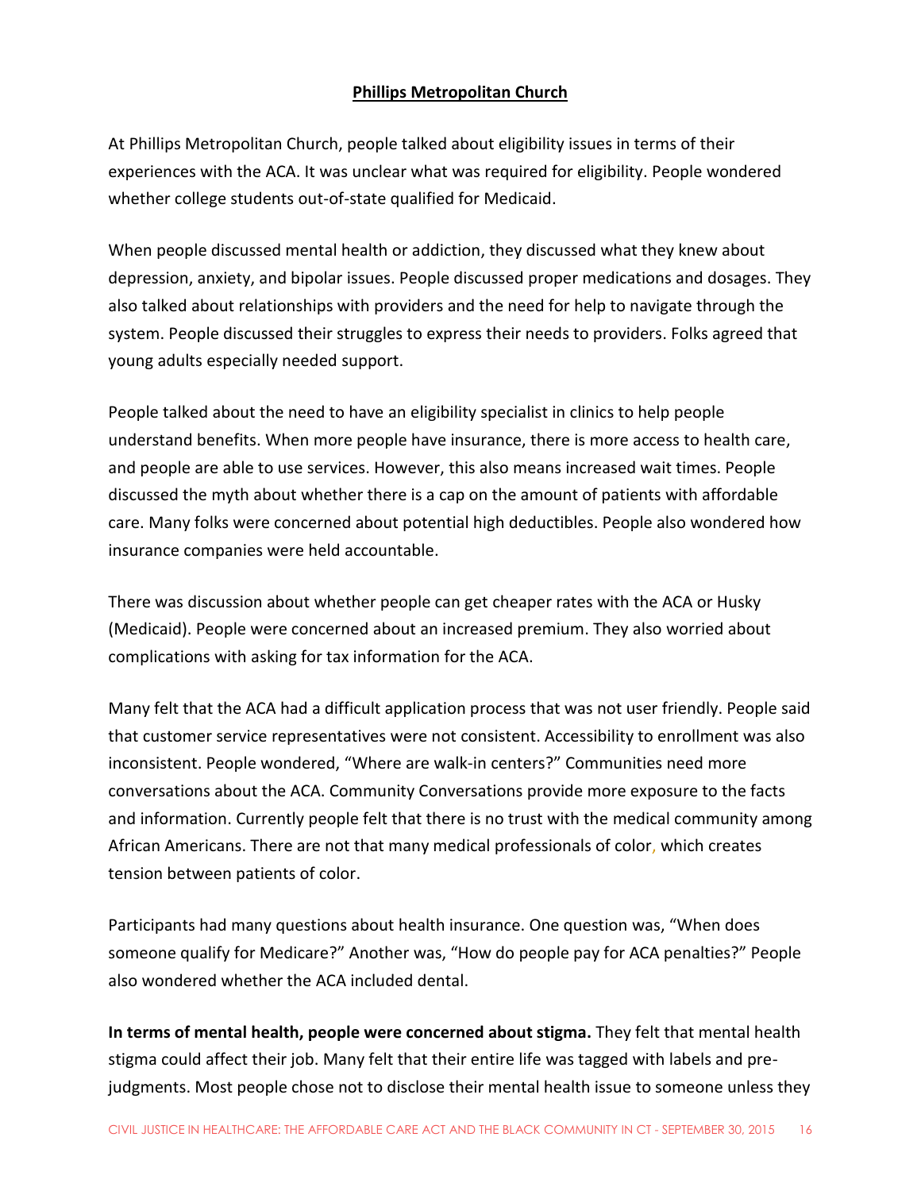## Phillips Metropolitan Church

At Phillips Metropolitan Church, people talked about eligibility issues in terms of their experiences with the ACA. It was unclear what was required for eligibility. People wondered whether college students out-of-state qualified for Medicaid.

When people discussed mental health or addiction, they discussed what they knew about depression, anxiety, and bipolar issues. People discussed proper medications and dosages. They also talked about relationships with providers and the need for help to navigate through the system. People discussed their struggles to express their needs to providers. Folks agreed that young adults especially needed support.

People talked about the need to have an eligibility specialist in clinics to help people understand benefits. When more people have insurance, there is more access to health care, and people are able to use services. However, this also means increased wait times. People discussed the myth about whether there is a cap on the amount of patients with affordable care. Many folks were concerned about potential high deductibles. People also wondered how insurance companies were held accountable.

There was discussion about whether people can get cheaper rates with the ACA or Husky (Medicaid). People were concerned about an increased premium. They also worried about complications with asking for tax information for the ACA.

Many felt that the ACA had a difficult application process that was not user friendly. People said that customer service representatives were not consistent. Accessibility to enrollment was also inconsistent. People wondered, "Where are walk-in centers?" Communities need more conversations about the ACA. Community Conversations provide more exposure to the facts and information. Currently people felt that there is no trust with the medical community among African Americans. There are not that many medical professionals of color, which creates tension between patients of color.

Participants had many questions about health insurance. One question was, "When does someone qualify for Medicare?" Another was, "How do people pay for ACA penalties?" People also wondered whether the ACA included dental.

**In terms of mental health, people were concerned about stigma.** They felt that mental health stigma could affect their job. Many felt that their entire life was tagged with labels and pre-judgments. Most people chose not to disclose their mental health issue to someone unless they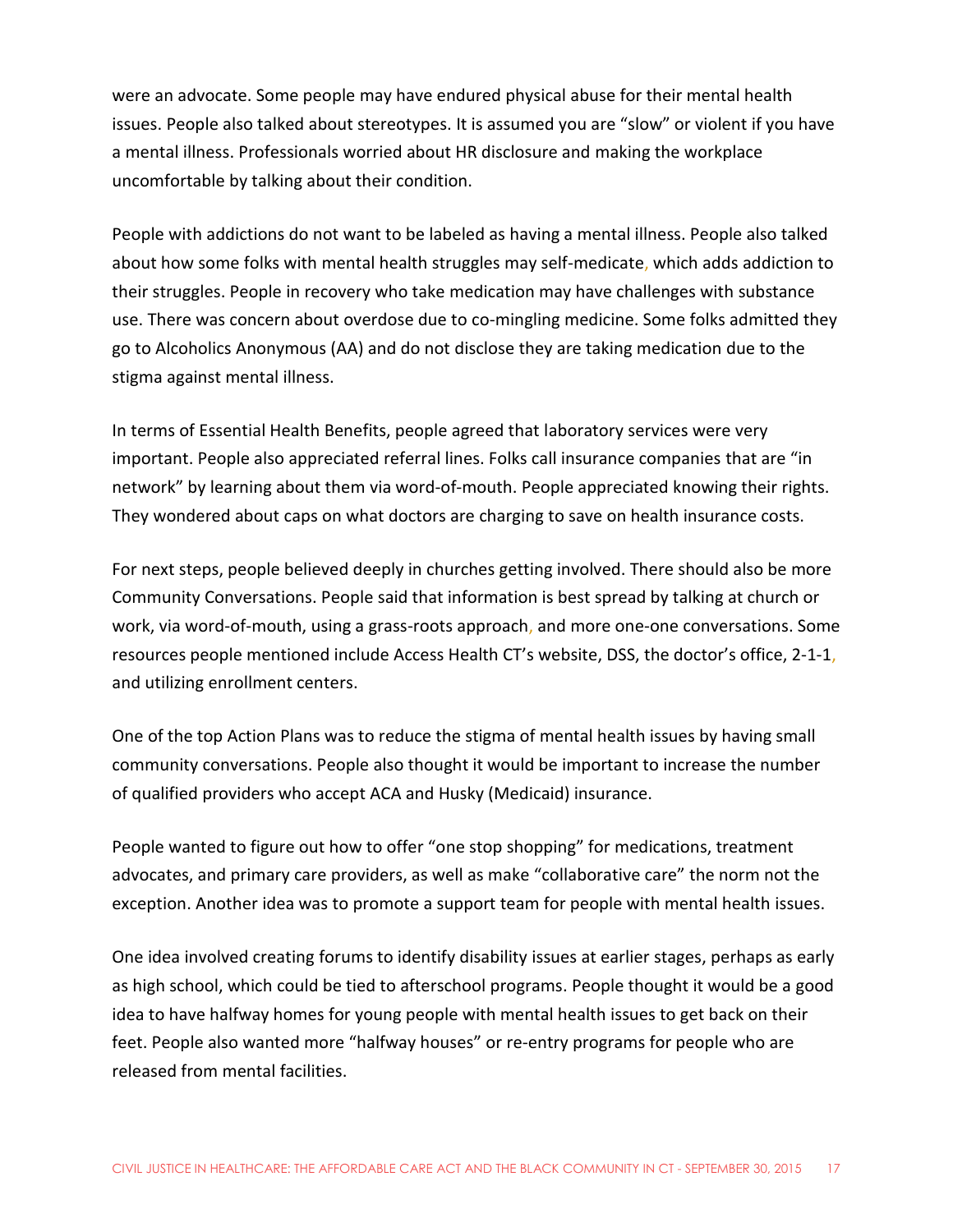were an advocate. Some people may have endured physical abuse for their mental health issues. People also talked about stereotypes. It is assumed you are "slow" or violent if you have a mental illness. Professionals worried about HR disclosure and making the workplace uncomfortable by talking about their condition.

People with addictions do not want to be labeled as having a mental illness. People also talked about how some folks with mental health struggles may self-medicate, which adds addiction to their struggles. People in recovery who take medication may have challenges with substance use. There was concern about overdose due to co-mingling medicine. Some folks admitted they go to Alcoholics Anonymous (AA) and do not disclose they are taking medication due to the stigma against mental illness.

In terms of Essential Health Benefits, people agreed that laboratory services were very important. People also appreciated referral lines. Folks call insurance companies that are "in network" by learning about them via word-of-mouth. People appreciated knowing their rights. They wondered about caps on what doctors are charging to save on health insurance costs.

For next steps, people believed deeply in churches getting involved. There should also be more Community Conversations. People said that information is best spread by talking at church or work, via word-of-mouth, using a grass-roots approach, and more one-one conversations. Some resources people mentioned include Access Health CT's website, DSS, the doctor's office, 2-1-1, and utilizing enrollment centers.

One of the top Action Plans was to reduce the stigma of mental health issues by having small community conversations. People also thought it would be important to increase the number of qualified providers who accept ACA and Husky (Medicaid) insurance.

People wanted to figure out how to offer "one stop shopping" for medications, treatment advocates, and primary care providers, as well as make "collaborative care" the norm not the exception. Another idea was to promote a support team for people with mental health issues.

One idea involved creating forums to identify disability issues at earlier stages, perhaps as early as high school, which could be tied to afterschool programs. People thought it would be a good idea to have halfway homes for young people with mental health issues to get back on their feet. People also wanted more "halfway houses" or re-entry programs for people who are released from mental facilities.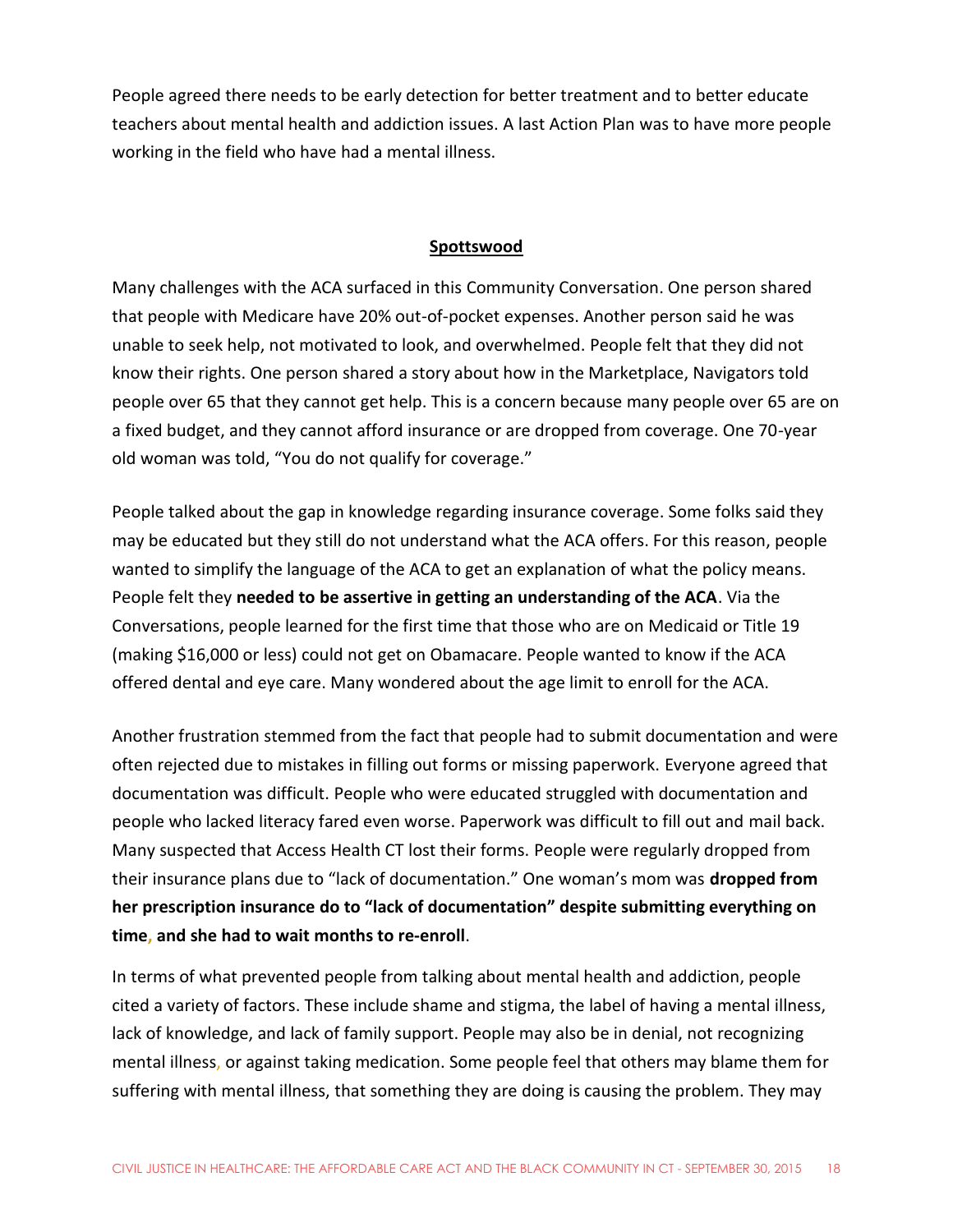People agreed there needs to be early detection for better treatment and to better educate teachers about mental health and addiction issues. A last Action Plan was to have more people working in the field who have had a mental illness.

## Spottswood

Many challenges with the ACA surfaced in this Community Conversation. One person shared that people with Medicare have 20% out-of-pocket expenses. Another person said he was unable to seek help, not motivated to look, and overwhelmed. People felt that they did not know their rights. One person shared a story about how in the Marketplace, Navigators told people over 65 that they cannot get help. This is a concern because many people over 65 are on a fixed budget, and they cannot afford insurance or are dropped from coverage. One 70-year old woman was told, "You do not qualify for coverage."

People talked about the gap in knowledge regarding insurance coverage. Some folks said they may be educated but they still do not understand what the ACA offers. For this reason, people wanted to simplify the language of the ACA to get an explanation of what the policy means. People felt they **needed to be assertive in getting an understanding of the ACA**. Via the Conversations, people learned for the first time that those who are on Medicaid or Title 19 (making $16,000 or less) could not get on Obamacare. People wanted to know if the ACA offered dental and eye care. Many wondered about the age limit to enroll for the ACA.

Another frustration stemmed from the fact that people had to submit documentation and were often rejected due to mistakes in filling out forms or missing paperwork. Everyone agreed that documentation was difficult. People who were educated struggled with documentation and people who lacked literacy fared even worse. Paperwork was difficult to fill out and mail back. Many suspected that Access Health CT lost their forms. People were regularly dropped from their insurance plans due to "lack of documentation." One woman's mom was **dropped from her prescription insurance do to "lack of documentation" despite submitting everything on time, and she had to wait months to re-enroll**.

In terms of what prevented people from talking about mental health and addiction, people cited a variety of factors. These include shame and stigma, the label of having a mental illness, lack of knowledge, and lack of family support. People may also be in denial, not recognizing mental illness, or against taking medication. Some people feel that others may blame them for suffering with mental illness, that something they are doing is causing the problem. They may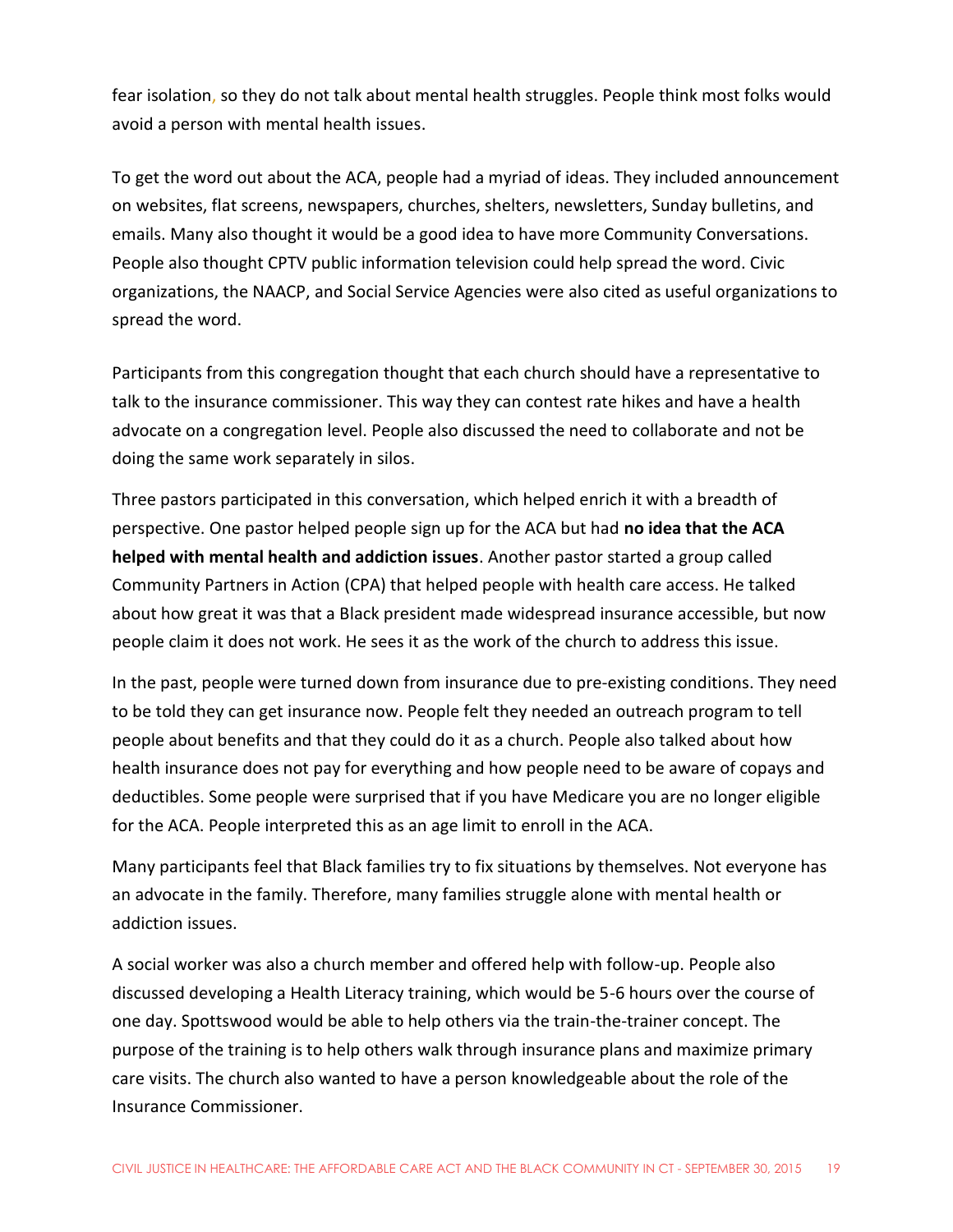fear isolation, so they do not talk about mental health struggles. People think most folks would avoid a person with mental health issues.

To get the word out about the ACA, people had a myriad of ideas. They included announcement on websites, flat screens, newspapers, churches, shelters, newsletters, Sunday bulletins, and emails. Many also thought it would be a good idea to have more Community Conversations. People also thought CPTV public information television could help spread the word. Civic organizations, the NAACP, and Social Service Agencies were also cited as useful organizations to spread the word.

Participants from this congregation thought that each church should have a representative to talk to the insurance commissioner. This way they can contest rate hikes and have a health advocate on a congregation level. People also discussed the need to collaborate and not be doing the same work separately in silos.

Three pastors participated in this conversation, which helped enrich it with a breadth of perspective. One pastor helped people sign up for the ACA but had **no idea that the ACA helped with mental health and addiction issues**. Another pastor started a group called Community Partners in Action (CPA) that helped people with health care access. He talked about how great it was that a Black president made widespread insurance accessible, but now people claim it does not work. He sees it as the work of the church to address this issue.

In the past, people were turned down from insurance due to pre-existing conditions. They need to be told they can get insurance now. People felt they needed an outreach program to tell people about benefits and that they could do it as a church. People also talked about how health insurance does not pay for everything and how people need to be aware of copays and deductibles. Some people were surprised that if you have Medicare you are no longer eligible for the ACA. People interpreted this as an age limit to enroll in the ACA.

Many participants feel that Black families try to fix situations by themselves. Not everyone has an advocate in the family. Therefore, many families struggle alone with mental health or addiction issues.

A social worker was also a church member and offered help with follow-up. People also discussed developing a Health Literacy training, which would be 5-6 hours over the course of one day. Spottswood would be able to help others via the train-the-trainer concept. The purpose of the training is to help others walk through insurance plans and maximize primary care visits. The church also wanted to have a person knowledgeable about the role of the Insurance Commissioner.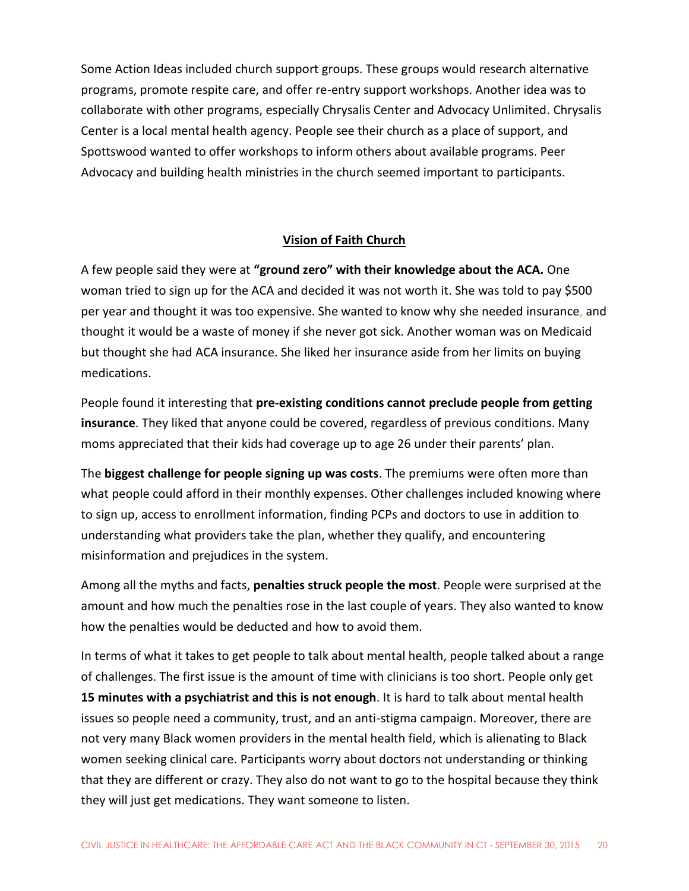Some Action Ideas included church support groups. These groups would research alternative programs, promote respite care, and offer re-entry support workshops. Another idea was to collaborate with other programs, especially Chrysalis Center and Advocacy Unlimited. Chrysalis Center is a local mental health agency. People see their church as a place of support, and Spottswood wanted to offer workshops to inform others about available programs. Peer Advocacy and building health ministries in the church seemed important to participants.

## Vision of Faith Church

A few people said they were at **"ground zero" with their knowledge about the ACA.** One woman tried to sign up for the ACA and decided it was not worth it. She was told to pay $500 per year and thought it was too expensive. She wanted to know why she needed insurance, and thought it would be a waste of money if she never got sick. Another woman was on Medicaid but thought she had ACA insurance. She liked her insurance aside from her limits on buying medications.

People found it interesting that **pre-existing conditions cannot preclude people from getting insurance**. They liked that anyone could be covered, regardless of previous conditions. Many moms appreciated that their kids had coverage up to age 26 under their parents' plan.

The **biggest challenge for people signing up was costs**. The premiums were often more than what people could afford in their monthly expenses. Other challenges included knowing where to sign up, access to enrollment information, finding PCPs and doctors to use in addition to understanding what providers take the plan, whether they qualify, and encountering misinformation and prejudices in the system.

Among all the myths and facts, **penalties struck people the most**. People were surprised at the amount and how much the penalties rose in the last couple of years. They also wanted to know how the penalties would be deducted and how to avoid them.

In terms of what it takes to get people to talk about mental health, people talked about a range of challenges. The first issue is the amount of time with clinicians is too short. People only get **15 minutes with a psychiatrist and this is not enough**. It is hard to talk about mental health issues so people need a community, trust, and an anti-stigma campaign. Moreover, there are not very many Black women providers in the mental health field, which is alienating to Black women seeking clinical care. Participants worry about doctors not understanding or thinking that they are different or crazy. They also do not want to go to the hospital because they think they will just get medications. They want someone to listen.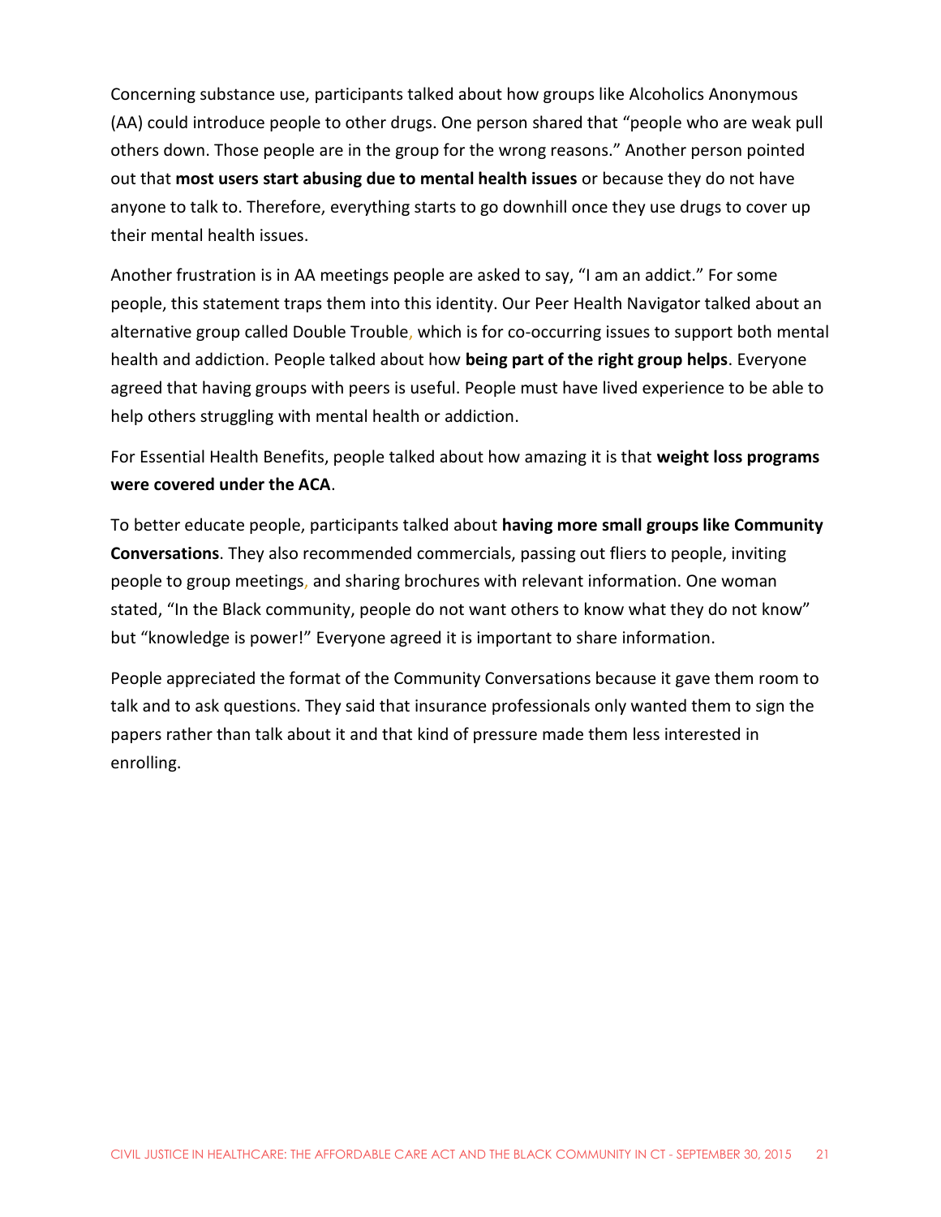Concerning substance use, participants talked about how groups like Alcoholics Anonymous (AA) could introduce people to other drugs. One person shared that "people who are weak pull others down. Those people are in the group for the wrong reasons." Another person pointed out that **most users start abusing due to mental health issues** or because they do not have anyone to talk to. Therefore, everything starts to go downhill once they use drugs to cover up their mental health issues.

Another frustration is in AA meetings people are asked to say, "I am an addict." For some people, this statement traps them into this identity. Our Peer Health Navigator talked about an alternative group called Double Trouble, which is for co-occurring issues to support both mental health and addiction. People talked about how **being part of the right group helps**. Everyone agreed that having groups with peers is useful. People must have lived experience to be able to help others struggling with mental health or addiction.

For Essential Health Benefits, people talked about how amazing it is that **weight loss programs were covered under the ACA**.

To better educate people, participants talked about **having more small groups like Community Conversations**. They also recommended commercials, passing out fliers to people, inviting people to group meetings, and sharing brochures with relevant information. One woman stated, "In the Black community, people do not want others to know what they do not know" but "knowledge is power!" Everyone agreed it is important to share information.

People appreciated the format of the Community Conversations because it gave them room to talk and to ask questions. They said that insurance professionals only wanted them to sign the papers rather than talk about it and that kind of pressure made them less interested in enrolling.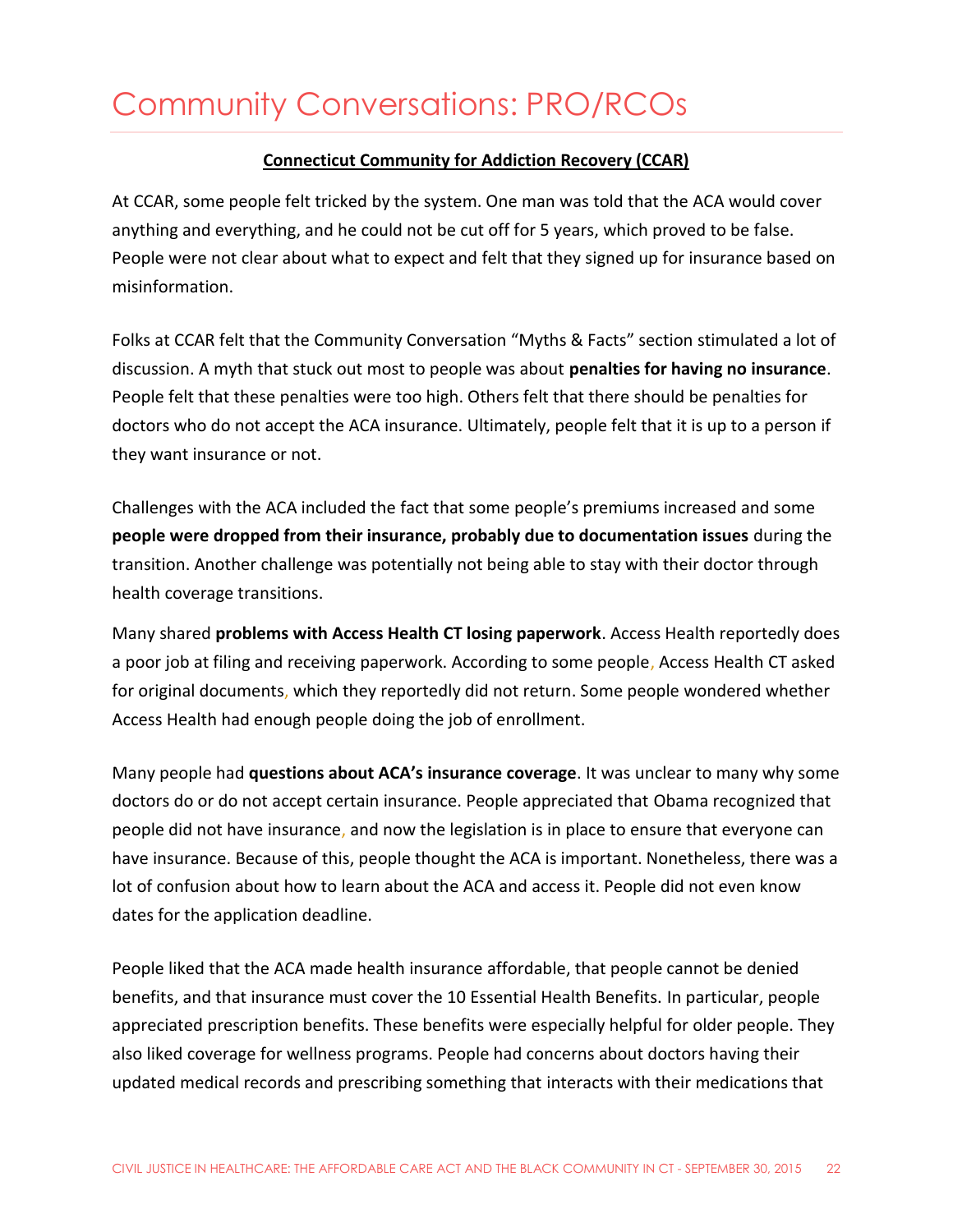# Community Conversations: PRO/RCOs

**Connecticut Community for Addiction Recovery (CCAR)**

At CCAR, some people felt tricked by the system. One man was told that the ACA would cover anything and everything, and he could not be cut off for 5 years, which proved to be false. People were not clear about what to expect and felt that they signed up for insurance based on misinformation.

Folks at CCAR felt that the Community Conversation "Myths & Facts" section stimulated a lot of discussion. A myth that stuck out most to people was about **penalties for having no insurance**. People felt that these penalties were too high. Others felt that there should be penalties for doctors who do not accept the ACA insurance. Ultimately, people felt that it is up to a person if they want insurance or not.

Challenges with the ACA included the fact that some people's premiums increased and some **people were dropped from their insurance, probably due to documentation issues** during the transition. Another challenge was potentially not being able to stay with their doctor through health coverage transitions.

Many shared **problems with Access Health CT losing paperwork**. Access Health reportedly does a poor job at filing and receiving paperwork. According to some people, Access Health CT asked for original documents, which they reportedly did not return. Some people wondered whether Access Health had enough people doing the job of enrollment.

Many people had **questions about ACA's insurance coverage**. It was unclear to many why some doctors do or do not accept certain insurance. People appreciated that Obama recognized that people did not have insurance, and now the legislation is in place to ensure that everyone can have insurance. Because of this, people thought the ACA is important. Nonetheless, there was a lot of confusion about how to learn about the ACA and access it. People did not even know dates for the application deadline.

People liked that the ACA made health insurance affordable, that people cannot be denied benefits, and that insurance must cover the 10 Essential Health Benefits. In particular, people appreciated prescription benefits. These benefits were especially helpful for older people. They also liked coverage for wellness programs. People had concerns about doctors having their updated medical records and prescribing something that interacts with their medications that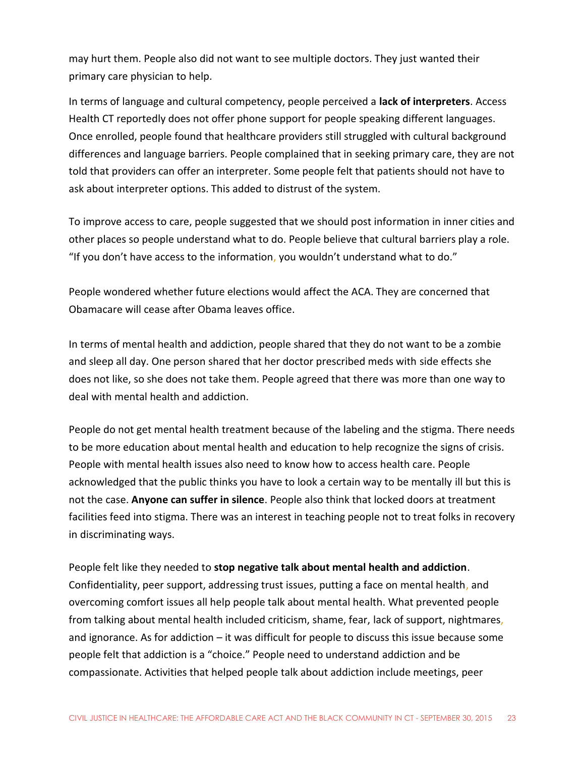may hurt them. People also did not want to see multiple doctors. They just wanted their primary care physician to help.

In terms of language and cultural competency, people perceived a **lack of interpreters**. Access Health CT reportedly does not offer phone support for people speaking different languages. Once enrolled, people found that healthcare providers still struggled with cultural background differences and language barriers. People complained that in seeking primary care, they are not told that providers can offer an interpreter. Some people felt that patients should not have to ask about interpreter options. This added to distrust of the system.

To improve access to care, people suggested that we should post information in inner cities and other places so people understand what to do. People believe that cultural barriers play a role. "If you don't have access to the information, you wouldn't understand what to do."

People wondered whether future elections would affect the ACA. They are concerned that Obamacare will cease after Obama leaves office.

In terms of mental health and addiction, people shared that they do not want to be a zombie and sleep all day. One person shared that her doctor prescribed meds with side effects she does not like, so she does not take them. People agreed that there was more than one way to deal with mental health and addiction.

People do not get mental health treatment because of the labeling and the stigma. There needs to be more education about mental health and education to help recognize the signs of crisis. People with mental health issues also need to know how to access health care. People acknowledged that the public thinks you have to look a certain way to be mentally ill but this is not the case. **Anyone can suffer in silence**. People also think that locked doors at treatment facilities feed into stigma. There was an interest in teaching people not to treat folks in recovery in discriminating ways.

People felt like they needed to **stop negative talk about mental health and addiction**. Confidentiality, peer support, addressing trust issues, putting a face on mental health, and overcoming comfort issues all help people talk about mental health. What prevented people from talking about mental health included criticism, shame, fear, lack of support, nightmares, and ignorance. As for addiction – it was difficult for people to discuss this issue because some people felt that addiction is a "choice." People need to understand addiction and be compassionate. Activities that helped people talk about addiction include meetings, peer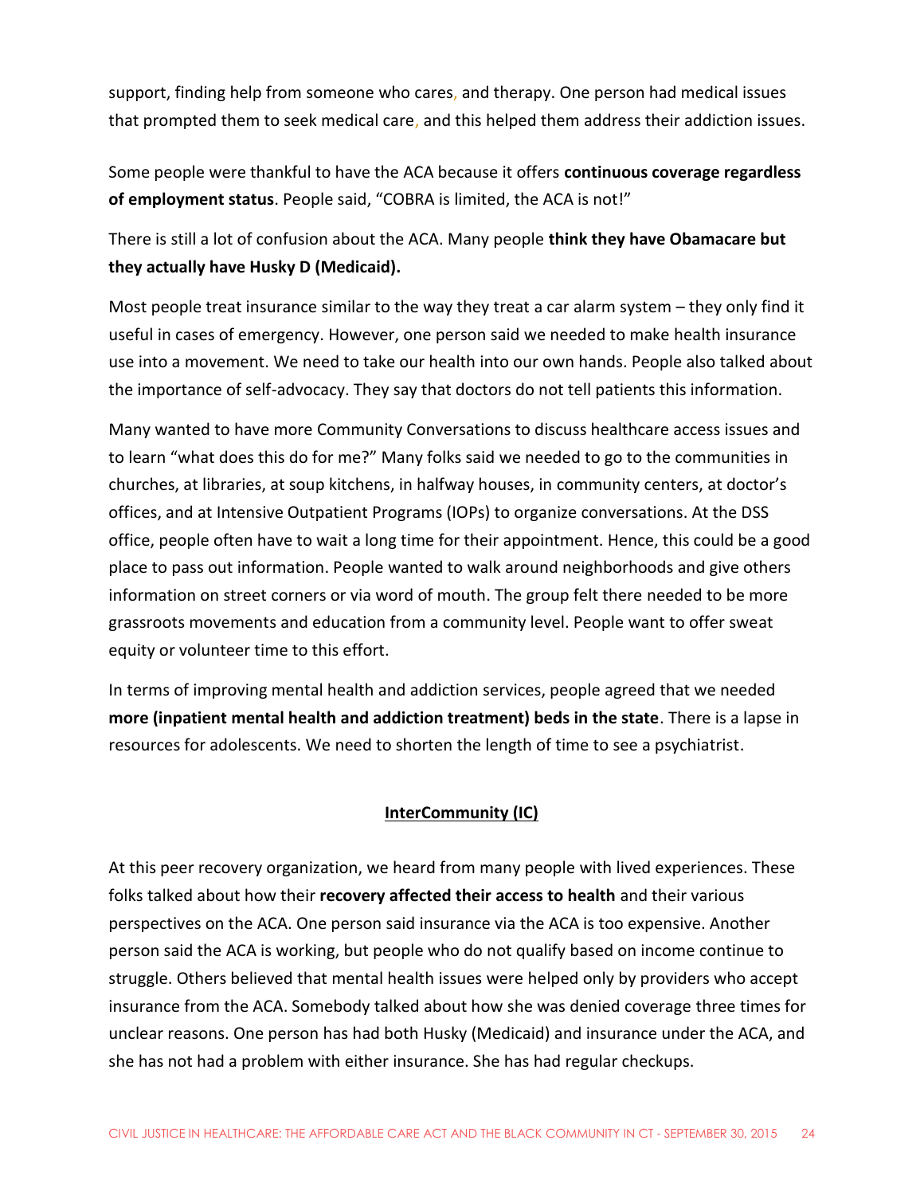support, finding help from someone who cares, and therapy. One person had medical issues that prompted them to seek medical care, and this helped them address their addiction issues.

Some people were thankful to have the ACA because it offers **continuous coverage regardless of employment status**. People said, "COBRA is limited, the ACA is not!"

There is still a lot of confusion about the ACA. Many people **think they have Obamacare but they actually have Husky D (Medicaid).**

Most people treat insurance similar to the way they treat a car alarm system – they only find it useful in cases of emergency. However, one person said we needed to make health insurance use into a movement. We need to take our health into our own hands. People also talked about the importance of self-advocacy. They say that doctors do not tell patients this information.

Many wanted to have more Community Conversations to discuss healthcare access issues and to learn "what does this do for me?" Many folks said we needed to go to the communities in churches, at libraries, at soup kitchens, in halfway houses, in community centers, at doctor's offices, and at Intensive Outpatient Programs (IOPs) to organize conversations. At the DSS office, people often have to wait a long time for their appointment. Hence, this could be a good place to pass out information. People wanted to walk around neighborhoods and give others information on street corners or via word of mouth. The group felt there needed to be more grassroots movements and education from a community level. People want to offer sweat equity or volunteer time to this effort.

In terms of improving mental health and addiction services, people agreed that we needed **more (inpatient mental health and addiction treatment) beds in the state**. There is a lapse in resources for adolescents. We need to shorten the length of time to see a psychiatrist.

## InterCommunity (IC)

At this peer recovery organization, we heard from many people with lived experiences. These folks talked about how their **recovery affected their access to health** and their various perspectives on the ACA. One person said insurance via the ACA is too expensive. Another person said the ACA is working, but people who do not qualify based on income continue to struggle. Others believed that mental health issues were helped only by providers who accept insurance from the ACA. Somebody talked about how she was denied coverage three times for unclear reasons. One person has had both Husky (Medicaid) and insurance under the ACA, and she has not had a problem with either insurance. She has had regular checkups.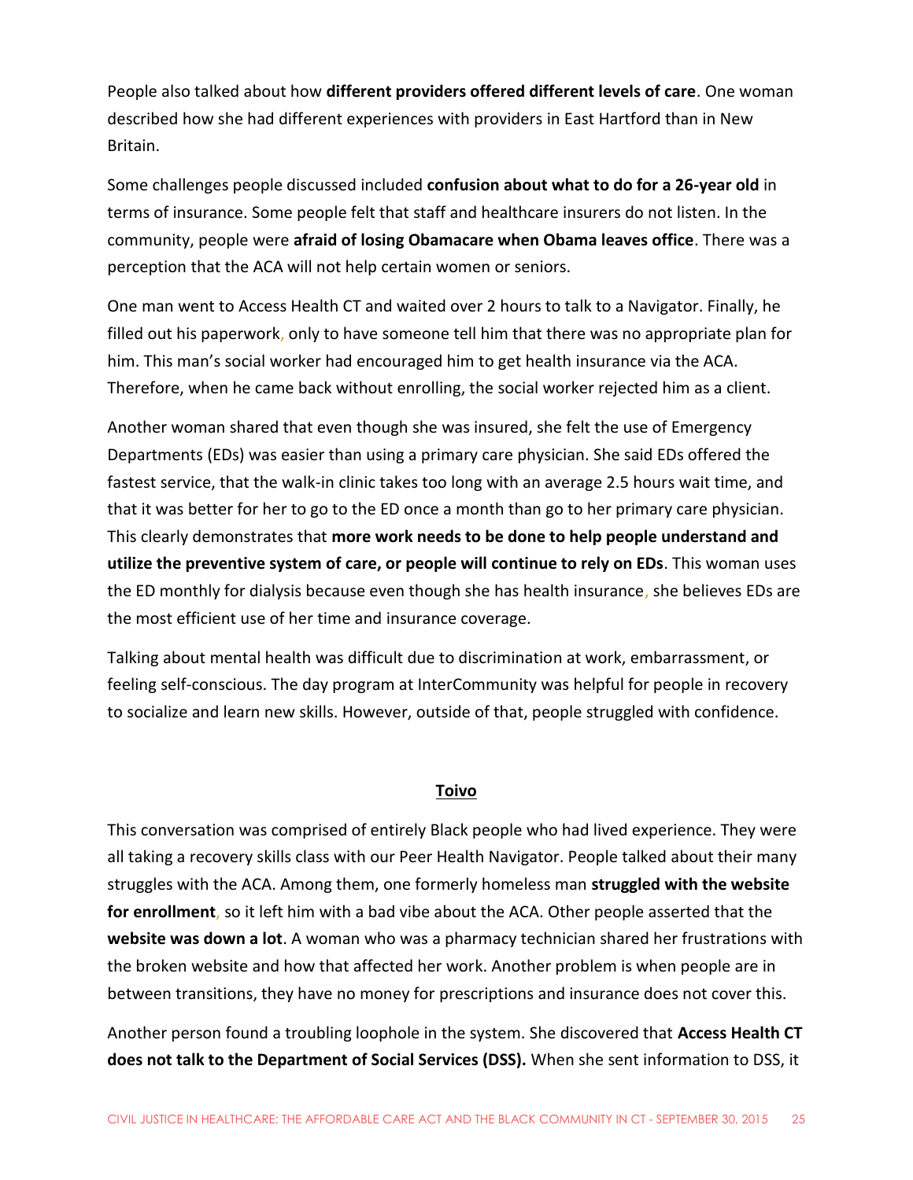People also talked about how **different providers offered different levels of care**. One woman described how she had different experiences with providers in East Hartford than in New Britain.

Some challenges people discussed included **confusion about what to do for a 26-year old** in terms of insurance. Some people felt that staff and healthcare insurers do not listen. In the community, people were **afraid of losing Obamacare when Obama leaves office**. There was a perception that the ACA will not help certain women or seniors.

One man went to Access Health CT and waited over 2 hours to talk to a Navigator. Finally, he filled out his paperwork, only to have someone tell him that there was no appropriate plan for him. This man's social worker had encouraged him to get health insurance via the ACA. Therefore, when he came back without enrolling, the social worker rejected him as a client.

Another woman shared that even though she was insured, she felt the use of Emergency Departments (EDs) was easier than using a primary care physician. She said EDs offered the fastest service, that the walk-in clinic takes too long with an average 2.5 hours wait time, and that it was better for her to go to the ED once a month than go to her primary care physician. This clearly demonstrates that **more work needs to be done to help people understand and utilize the preventive system of care, or people will continue to rely on EDs**. This woman uses the ED monthly for dialysis because even though she has health insurance, she believes EDs are the most efficient use of her time and insurance coverage.

Talking about mental health was difficult due to discrimination at work, embarrassment, or feeling self-conscious. The day program at InterCommunity was helpful for people in recovery to socialize and learn new skills. However, outside of that, people struggled with confidence.

## Toivo

This conversation was comprised of entirely Black people who had lived experience. They were all taking a recovery skills class with our Peer Health Navigator. People talked about their many struggles with the ACA. Among them, one formerly homeless man **struggled with the website for enrollment**, so it left him with a bad vibe about the ACA. Other people asserted that the **website was down a lot**. A woman who was a pharmacy technician shared her frustrations with the broken website and how that affected her work. Another problem is when people are in between transitions, they have no money for prescriptions and insurance does not cover this.

Another person found a troubling loophole in the system. She discovered that **Access Health CT does not talk to the Department of Social Services (DSS).** When she sent information to DSS, it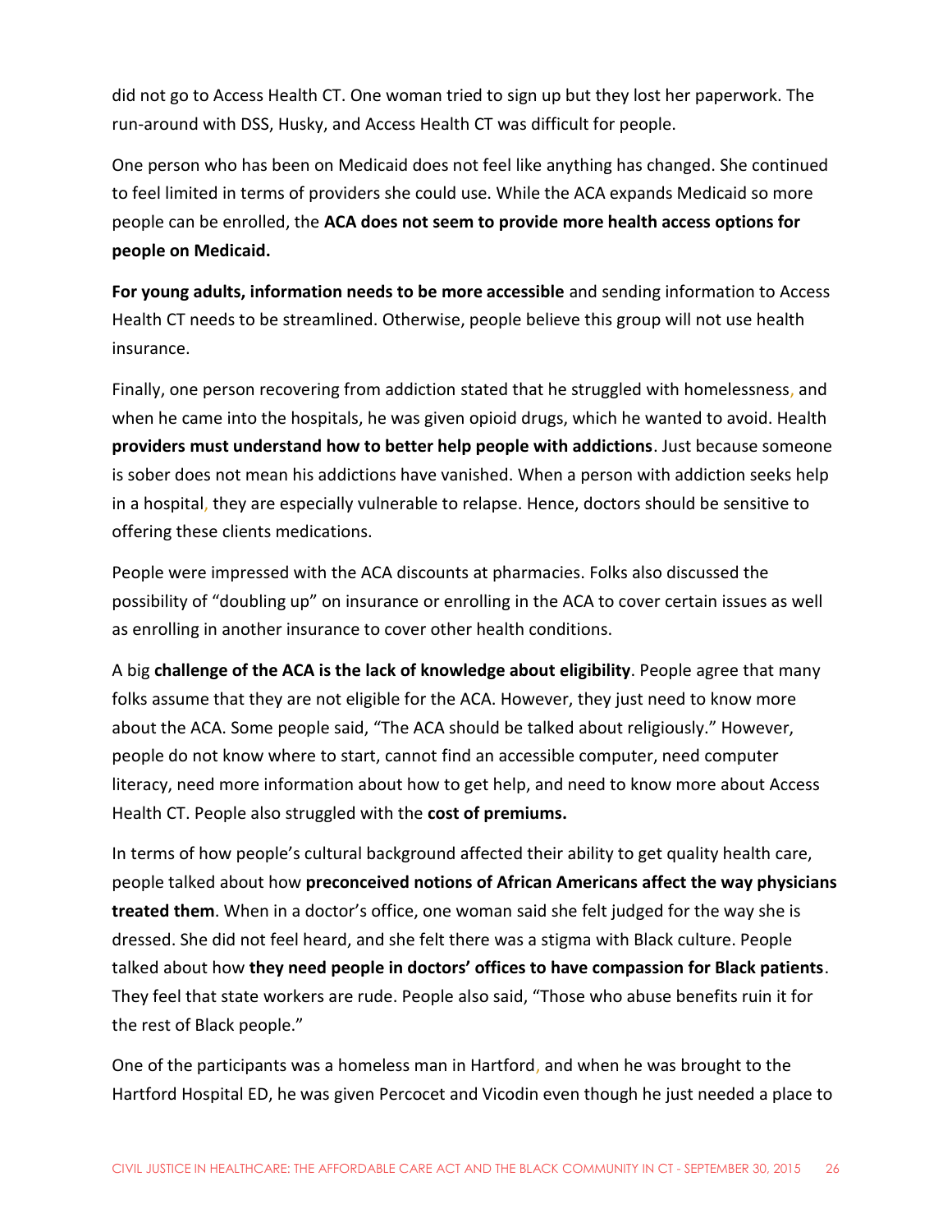did not go to Access Health CT. One woman tried to sign up but they lost her paperwork. The run-around with DSS, Husky, and Access Health CT was difficult for people.

One person who has been on Medicaid does not feel like anything has changed. She continued to feel limited in terms of providers she could use. While the ACA expands Medicaid so more people can be enrolled, the **ACA does not seem to provide more health access options for people on Medicaid.**

**For young adults, information needs to be more accessible** and sending information to Access Health CT needs to be streamlined. Otherwise, people believe this group will not use health insurance.

Finally, one person recovering from addiction stated that he struggled with homelessness, and when he came into the hospitals, he was given opioid drugs, which he wanted to avoid. Health **providers must understand how to better help people with addictions**. Just because someone is sober does not mean his addictions have vanished. When a person with addiction seeks help in a hospital, they are especially vulnerable to relapse. Hence, doctors should be sensitive to offering these clients medications.

People were impressed with the ACA discounts at pharmacies. Folks also discussed the possibility of "doubling up" on insurance or enrolling in the ACA to cover certain issues as well as enrolling in another insurance to cover other health conditions.

A big **challenge of the ACA is the lack of knowledge about eligibility**. People agree that many folks assume that they are not eligible for the ACA. However, they just need to know more about the ACA. Some people said, "The ACA should be talked about religiously." However, people do not know where to start, cannot find an accessible computer, need computer literacy, need more information about how to get help, and need to know more about Access Health CT. People also struggled with the **cost of premiums.**

In terms of how people's cultural background affected their ability to get quality health care, people talked about how **preconceived notions of African Americans affect the way physicians treated them**. When in a doctor's office, one woman said she felt judged for the way she is dressed. She did not feel heard, and she felt there was a stigma with Black culture. People talked about how **they need people in doctors' offices to have compassion for Black patients**. They feel that state workers are rude. People also said, "Those who abuse benefits ruin it for the rest of Black people."

One of the participants was a homeless man in Hartford, and when he was brought to the Hartford Hospital ED, he was given Percocet and Vicodin even though he just needed a place to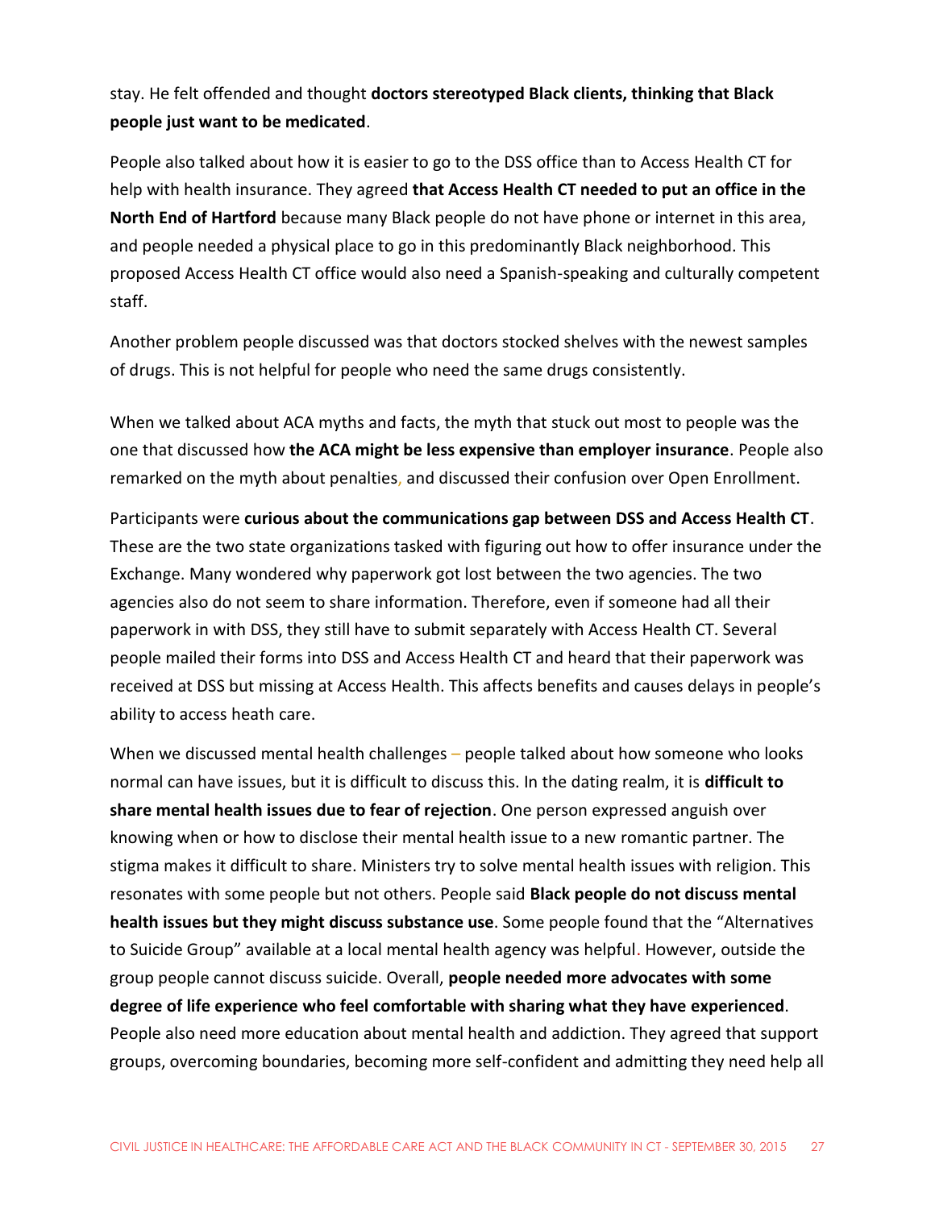stay. He felt offended and thought **doctors stereotyped Black clients, thinking that Black people just want to be medicated**.

People also talked about how it is easier to go to the DSS office than to Access Health CT for help with health insurance. They agreed **that Access Health CT needed to put an office in the North End of Hartford** because many Black people do not have phone or internet in this area, and people needed a physical place to go in this predominantly Black neighborhood. This proposed Access Health CT office would also need a Spanish-speaking and culturally competent staff.

Another problem people discussed was that doctors stocked shelves with the newest samples of drugs. This is not helpful for people who need the same drugs consistently.

When we talked about ACA myths and facts, the myth that stuck out most to people was the one that discussed how **the ACA might be less expensive than employer insurance**. People also remarked on the myth about penalties, and discussed their confusion over Open Enrollment.

Participants were **curious about the communications gap between DSS and Access Health CT**. These are the two state organizations tasked with figuring out how to offer insurance under the Exchange. Many wondered why paperwork got lost between the two agencies. The two agencies also do not seem to share information. Therefore, even if someone had all their paperwork in with DSS, they still have to submit separately with Access Health CT. Several people mailed their forms into DSS and Access Health CT and heard that their paperwork was received at DSS but missing at Access Health. This affects benefits and causes delays in people's ability to access heath care.

When we discussed mental health challenges – people talked about how someone who looks normal can have issues, but it is difficult to discuss this. In the dating realm, it is **difficult to share mental health issues due to fear of rejection**. One person expressed anguish over knowing when or how to disclose their mental health issue to a new romantic partner. The stigma makes it difficult to share. Ministers try to solve mental health issues with religion. This resonates with some people but not others. People said **Black people do not discuss mental health issues but they might discuss substance use**. Some people found that the "Alternatives to Suicide Group" available at a local mental health agency was helpful. However, outside the group people cannot discuss suicide. Overall, **people needed more advocates with some degree of life experience who feel comfortable with sharing what they have experienced**. People also need more education about mental health and addiction. They agreed that support groups, overcoming boundaries, becoming more self-confident and admitting they need help all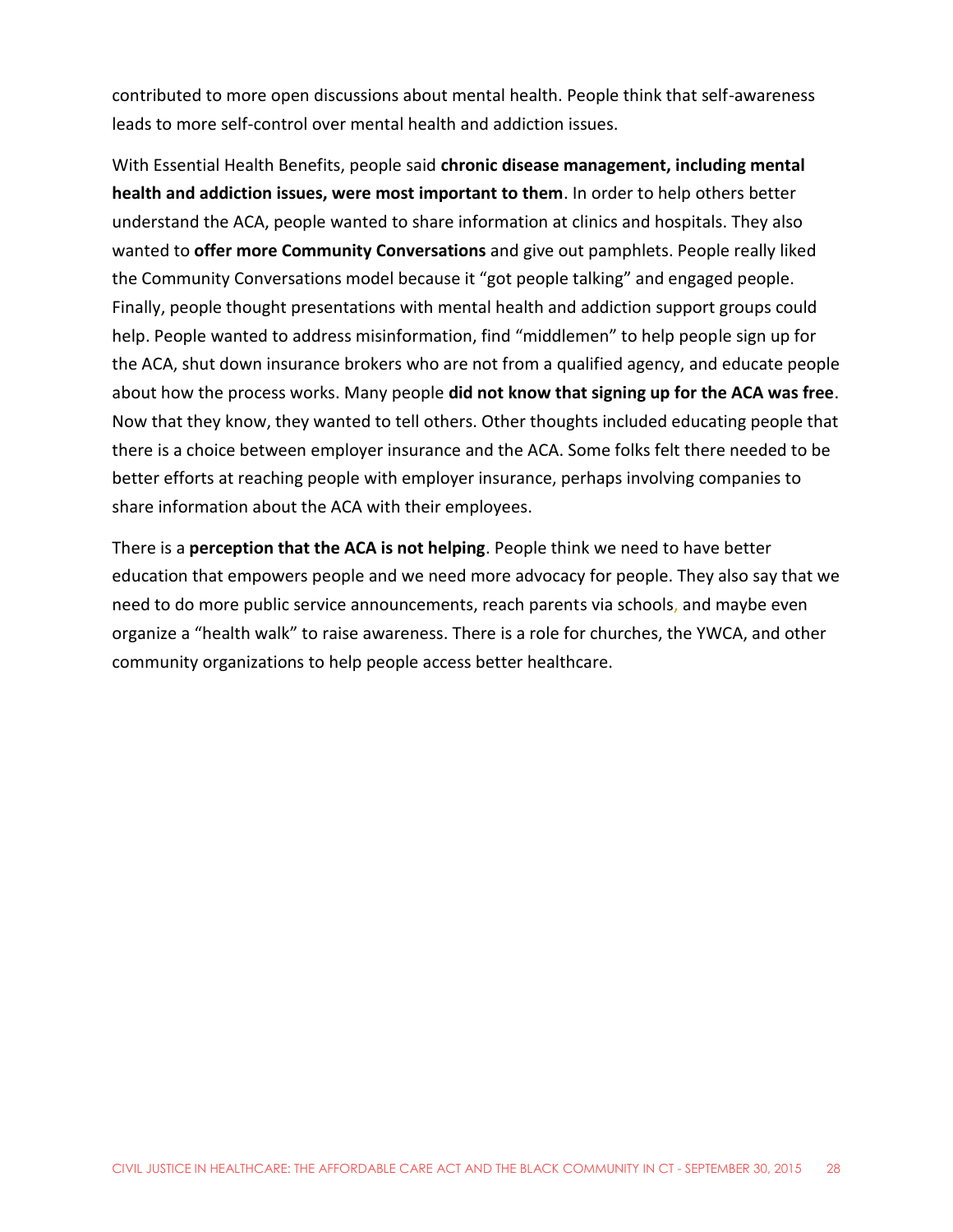contributed to more open discussions about mental health. People think that self-awareness leads to more self-control over mental health and addiction issues.

With Essential Health Benefits, people said **chronic disease management, including mental health and addiction issues, were most important to them**. In order to help others better understand the ACA, people wanted to share information at clinics and hospitals. They also wanted to **offer more Community Conversations** and give out pamphlets. People really liked the Community Conversations model because it "got people talking" and engaged people. Finally, people thought presentations with mental health and addiction support groups could help. People wanted to address misinformation, find "middlemen" to help people sign up for the ACA, shut down insurance brokers who are not from a qualified agency, and educate people about how the process works. Many people **did not know that signing up for the ACA was free**. Now that they know, they wanted to tell others. Other thoughts included educating people that there is a choice between employer insurance and the ACA. Some folks felt there needed to be better efforts at reaching people with employer insurance, perhaps involving companies to share information about the ACA with their employees.

There is a **perception that the ACA is not helping**. People think we need to have better education that empowers people and we need more advocacy for people. They also say that we need to do more public service announcements, reach parents via schools, and maybe even organize a "health walk" to raise awareness. There is a role for churches, the YWCA, and other community organizations to help people access better healthcare.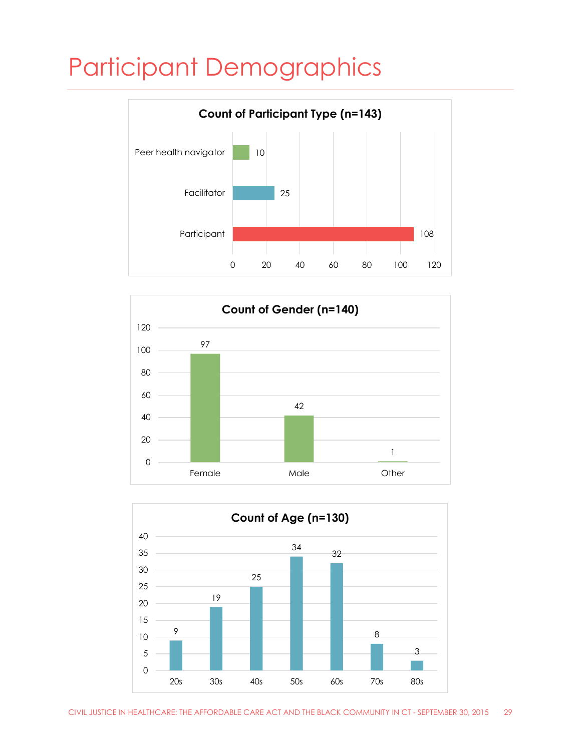# Participant Demographics

**Count of Participant Type (n=143)**

| Participant Type | Count |
|---|---|
| Peer health navigator | 10 |
| Facilitator | 25 |
| Participant | 108 |

**Count of Gender (n=140)**

| Gender | Count |
|---|---|
| Female | 97 |
| Male | 42 |
| Other | 1 |

**Count of Age (n=130)**

| Age | Count |
|---|---|
| 20s | 9 |
| 30s | 19 |
| 40s | 25 |
| 50s | 34 |
| 60s | 32 |
| 70s | 8 |
| 80s | 3 |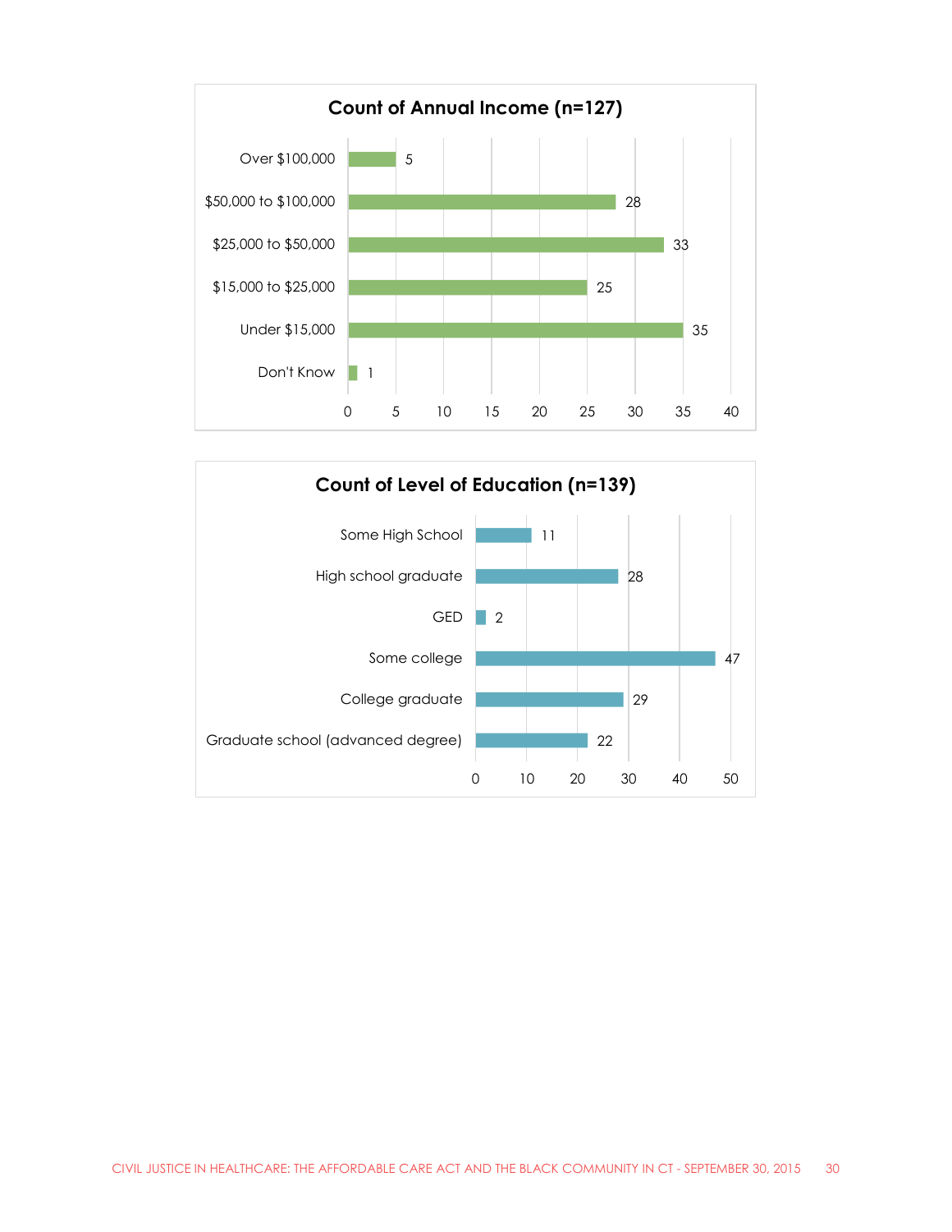**Count of Annual Income (n=127)**

| Annual Income | Count |
|---|---|
| Over $100,000 | 5 |
| $50,000 to $100,000 | 28 |
| $25,000 to $50,000 | 33 |
| $15,000 to $25,000 | 25 |
| Under $15,000 | 35 |
| Don't Know | 1 |

**Count of Level of Education (n=139)**

| Level of Education | Count |
|---|---|
| Some High School | 11 |
| High school graduate | 28 |
| GED | 2 |
| Some college | 47 |
| College graduate | 29 |
| Graduate school (advanced degree) | 22 |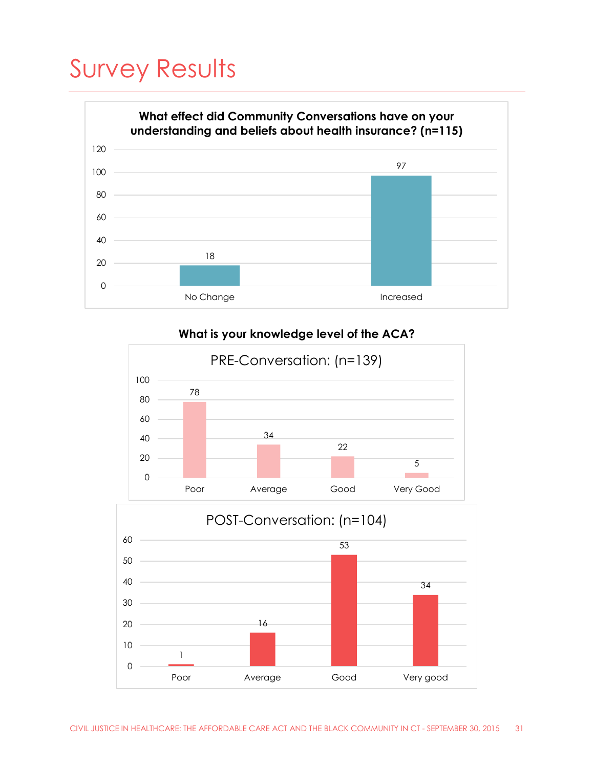# Survey Results

**What effect did Community Conversations have on your understanding and beliefs about health insurance? (n=115)**

| Response | Count |
| --- | --- |
| No Change | 18 |
| Increased | 97 |

**What is your knowledge level of the ACA?**

PRE-Conversation: (n=139)

| Knowledge Level | Count |
| --- | --- |
| Poor | 78 |
| Average | 34 |
| Good | 22 |
| Very Good | 5 |

POST-Conversation: (n=104)

| Knowledge Level | Count |
| --- | --- |
| Poor | 1 |
| Average | 16 |
| Good | 53 |
| Very good | 34 |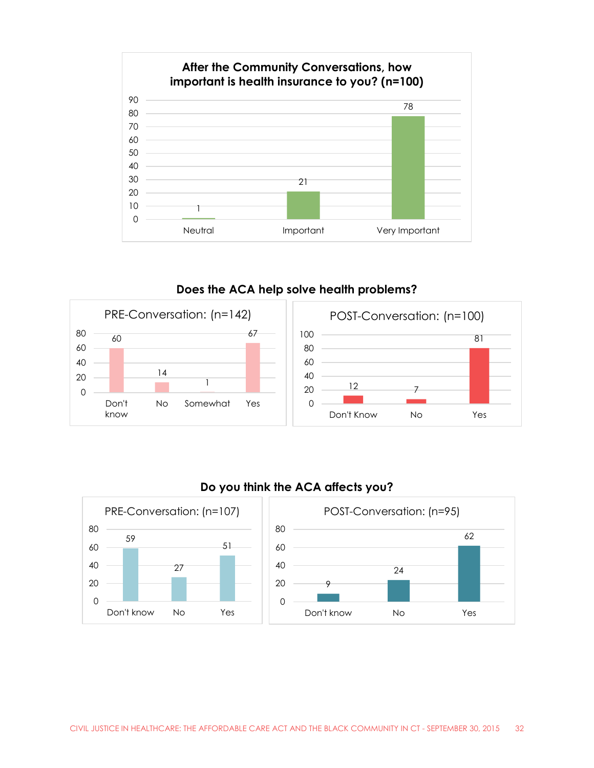### After the Community Conversations, how important is health insurance to you? (n=100)

| Response | Count |
|---|---|
| Neutral | 1 |
| Important | 21 |
| Very Important | 78 |

### Does the ACA help solve health problems?

**PRE-Conversation: (n=142)**

| Response | Count |
|---|---|
| Don't know | 60 |
| No | 14 |
| Somewhat | 1 |
| Yes | 67 |

**POST-Conversation: (n=100)**

| Response | Count |
|---|---|
| Don't Know | 12 |
| No | 7 |
| Yes | 81 |

### Do you think the ACA affects you?

**PRE-Conversation: (n=107)**

| Response | Count |
|---|---|
| Don't know | 59 |
| No | 27 |
| Yes | 51 |

**POST-Conversation: (n=95)**

| Response | Count |
|---|---|
| Don't know | 9 |
| No | 24 |
| Yes | 62 |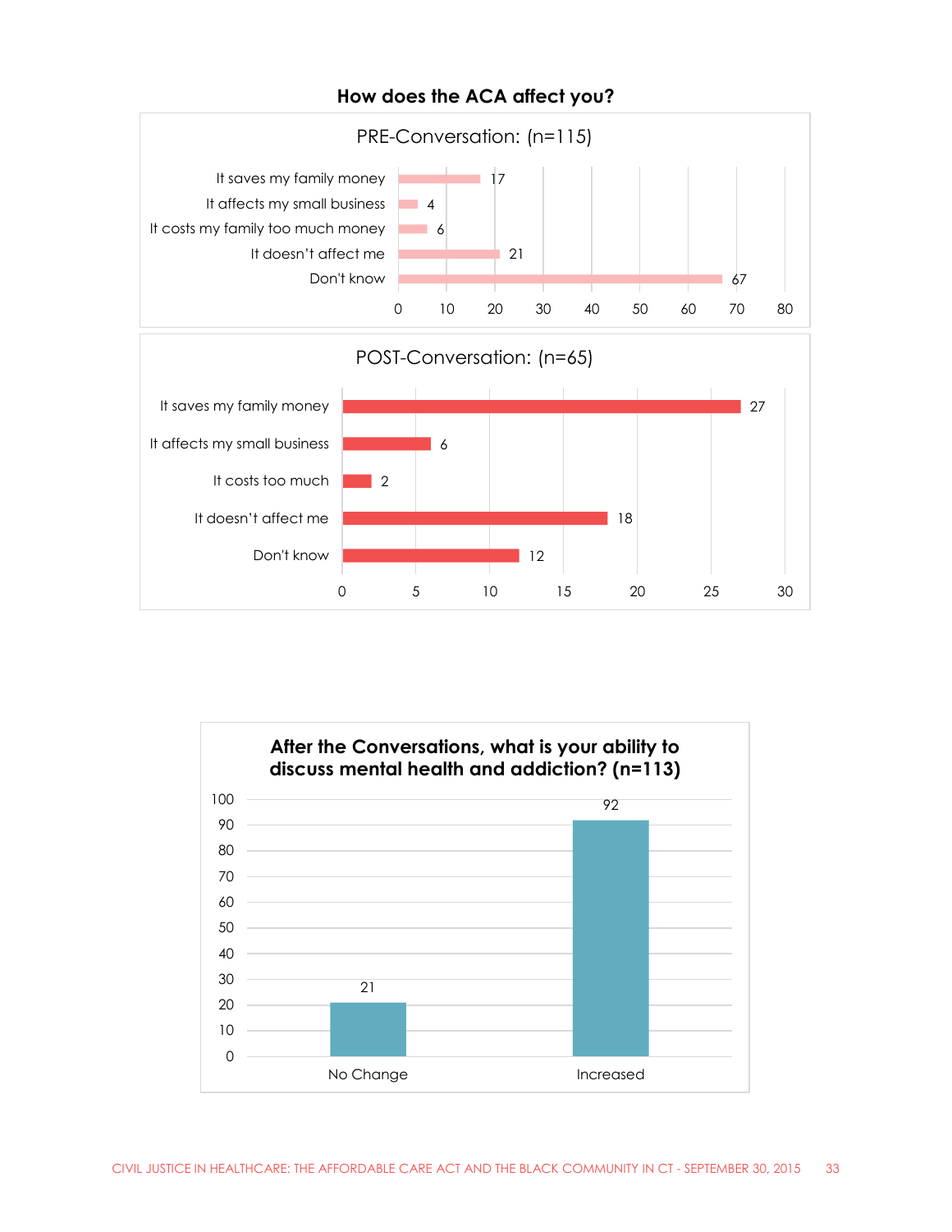### How does the ACA affect you?

**PRE-Conversation: (n=115)**

| Response | Count |
|---|---|
| It saves my family money | 17 |
| It affects my small business | 4 |
| It costs my family too much money | 6 |
| It doesn't affect me | 21 |
| Don't know | 67 |

**POST-Conversation: (n=65)**

| Response | Count |
|---|---|
| It saves my family money | 27 |
| It affects my small business | 6 |
| It costs too much | 2 |
| It doesn't affect me | 18 |
| Don't know | 12 |

### After the Conversations, what is your ability to discuss mental health and addiction? (n=113)

| Response | Count |
|---|---|
| No Change | 21 |
| Increased | 92 |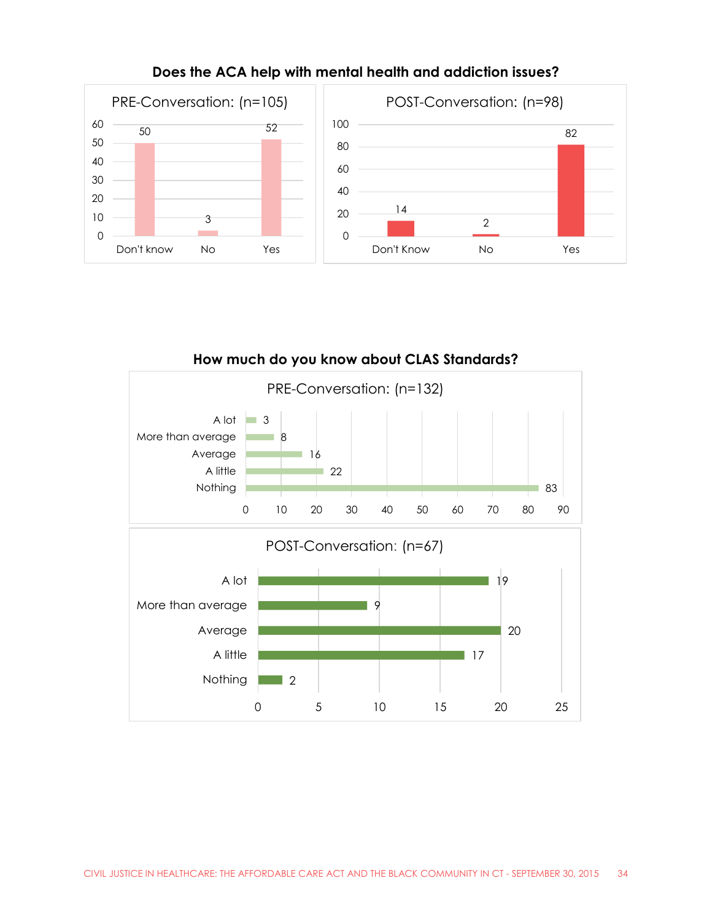## Does the ACA help with mental health and addiction issues?

**PRE-Conversation: (n=105)**

| Response | Count |
|---|---|
| Don't know | 50 |
| No | 3 |
| Yes | 52 |

**POST-Conversation: (n=98)**

| Response | Count |
|---|---|
| Don't Know | 14 |
| No | 2 |
| Yes | 82 |

## How much do you know about CLAS Standards?

**PRE-Conversation: (n=132)**

| Response | Count |
|---|---|
| A lot | 3 |
| More than average | 8 |
| Average | 16 |
| A little | 22 |
| Nothing | 83 |

**POST-Conversation: (n=67)**

| Response | Count |
|---|---|
| A lot | 19 |
| More than average | 9 |
| Average | 20 |
| A little | 17 |
| Nothing | 2 |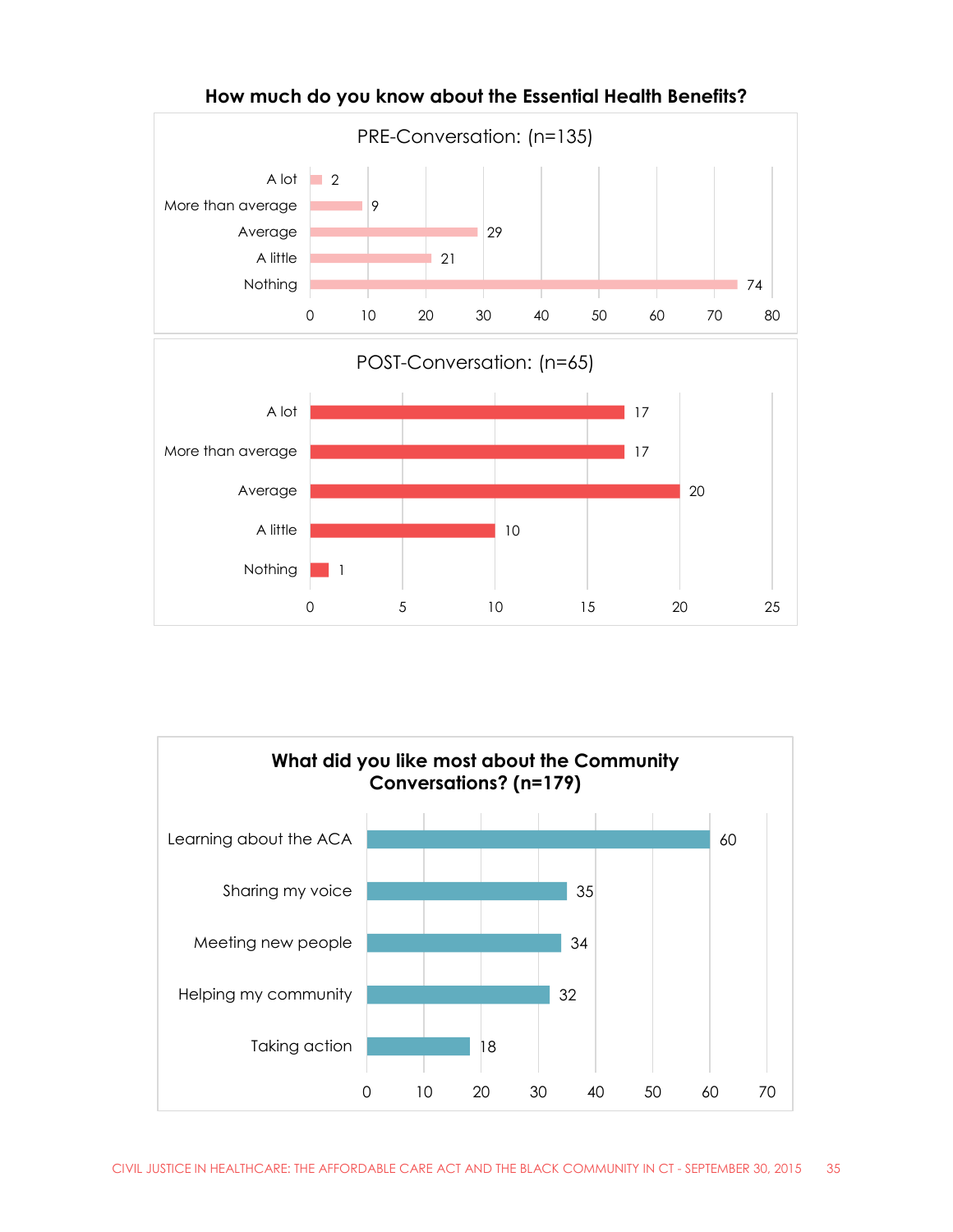## How much do you know about the Essential Health Benefits?

**PRE-Conversation: (n=135)**

| Response | Count |
|---|---|
| A lot | 2 |
| More than average | 9 |
| Average | 29 |
| A little | 21 |
| Nothing | 74 |

**POST-Conversation: (n=65)**

| Response | Count |
|---|---|
| A lot | 17 |
| More than average | 17 |
| Average | 20 |
| A little | 10 |
| Nothing | 1 |

## What did you like most about the Community Conversations? (n=179)

| Response | Count |
|---|---|
| Learning about the ACA | 60 |
| Sharing my voice | 35 |
| Meeting new people | 34 |
| Helping my community | 32 |
| Taking action | 18 |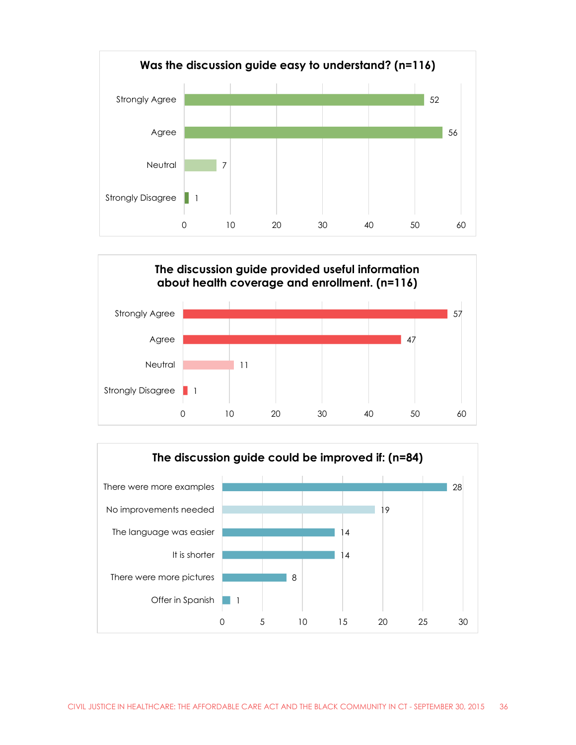**Was the discussion guide easy to understand? (n=116)**

| Response | Count |
|---|---|
| Strongly Agree | 52 |
| Agree | 56 |
| Neutral | 7 |
| Strongly Disagree | 1 |

**The discussion guide provided useful information about health coverage and enrollment. (n=116)**

| Response | Count |
|---|---|
| Strongly Agree | 57 |
| Agree | 47 |
| Neutral | 11 |
| Strongly Disagree | 1 |

**The discussion guide could be improved if: (n=84)**

| Response | Count |
|---|---|
| There were more examples | 28 |
| No improvements needed | 19 |
| The language was easier | 14 |
| It is shorter | 14 |
| There were more pictures | 8 |
| Offer in Spanish | 1 |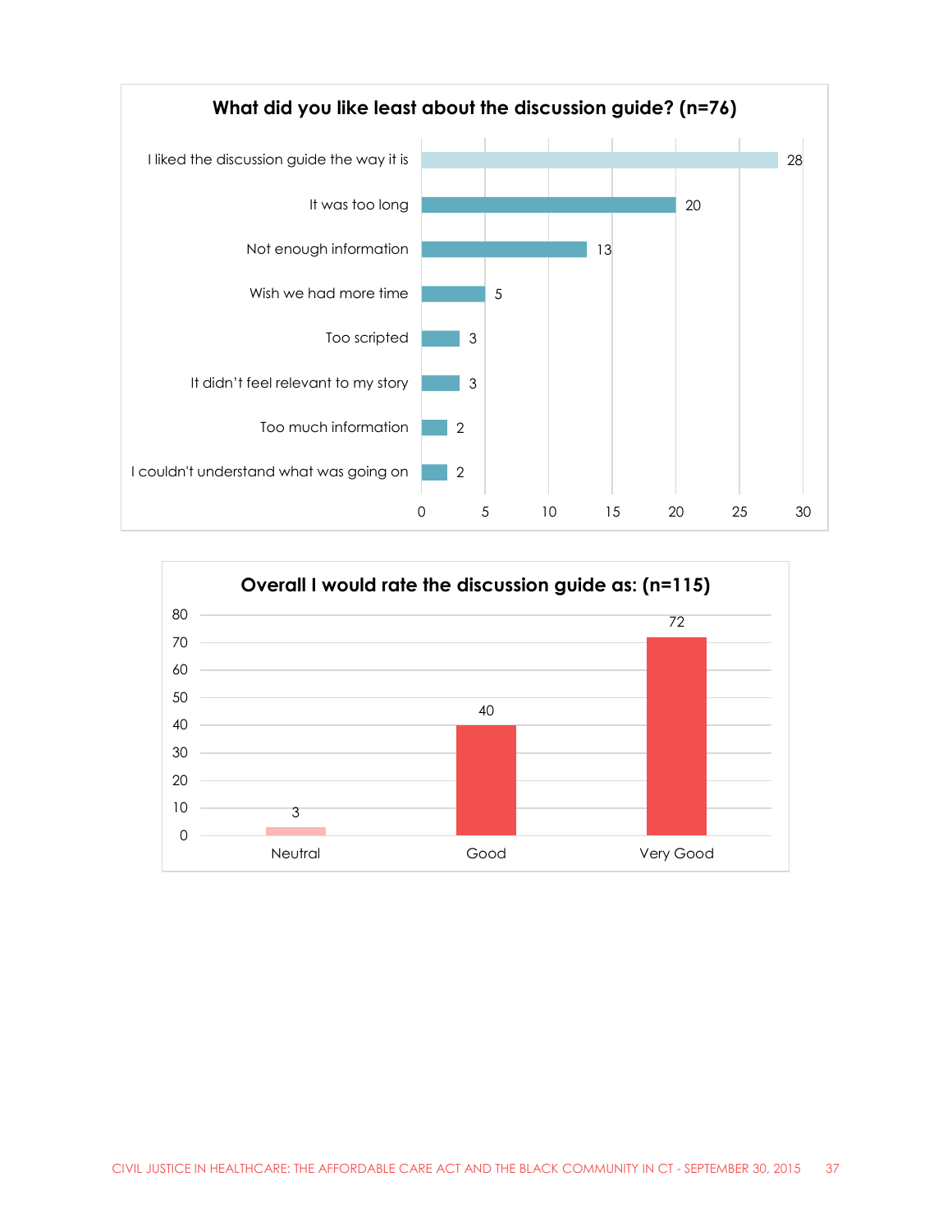What did you like least about the discussion guide? (n=76)

I liked the discussion guide the way it is 28

It was too long 20

Not enough information 13

Wish we had more time 5

Too scripted 3

It didn't feel relevant to my story 3

Too much information 2

I couldn't understand what was going on 2

0 5 10 15 20 25 30

Overall I would rate the discussion guide as: (n=115)

80 70 60 50 40 30 20 10 0

3 Neutral

40 Good

72 Very Good